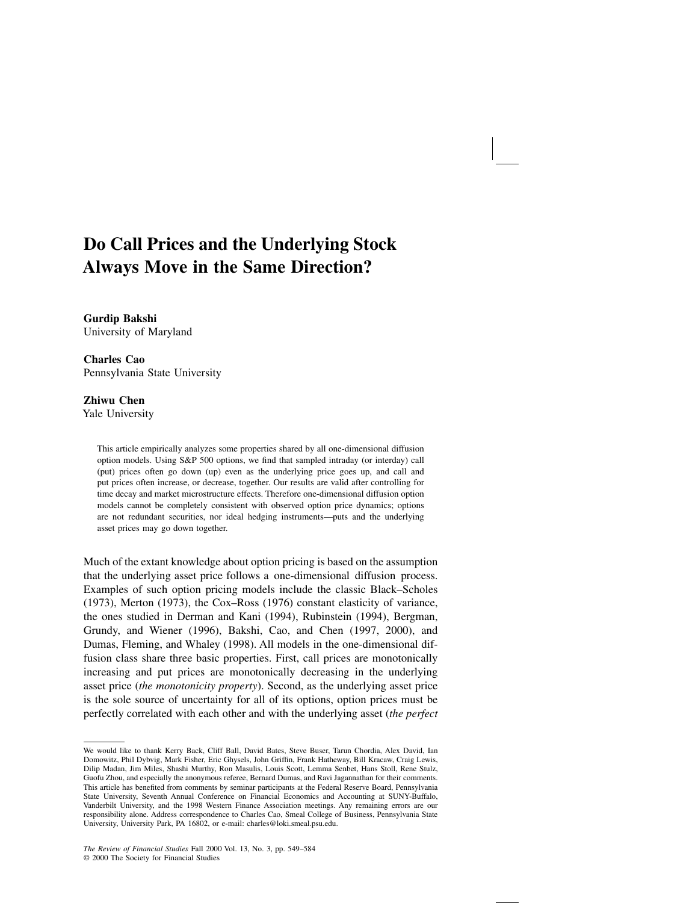# Do Call Prices and the Underlying Stock Always Move in the Same Direction?

**Gurdip Bakshi**
University of Maryland

**Charles Cao**
Pennsylvania State University

**Zhiwu Chen**
Yale University

This article empirically analyzes some properties shared by all one-dimensional diffusion option models. Using S&P 500 options, we find that sampled intraday (or interday) call (put) prices often go down (up) even as the underlying price goes up, and call and put prices often increase, or decrease, together. Our results are valid after controlling for time decay and market microstructure effects. Therefore one-dimensional diffusion option models cannot be completely consistent with observed option price dynamics; options are not redundant securities, nor ideal hedging instruments—puts and the underlying asset prices may go down together.

Much of the extant knowledge about option pricing is based on the assumption that the underlying asset price follows a one-dimensional diffusion process. Examples of such option pricing models include the classic Black–Scholes (1973), Merton (1973), the Cox–Ross (1976) constant elasticity of variance, the ones studied in Derman and Kani (1994), Rubinstein (1994), Bergman, Grundy, and Wiener (1996), Bakshi, Cao, and Chen (1997, 2000), and Dumas, Fleming, and Whaley (1998). All models in the one-dimensional diffusion class share three basic properties. First, call prices are monotonically increasing and put prices are monotonically decreasing in the underlying asset price (*the monotonicity property*). Second, as the underlying asset price is the sole source of uncertainty for all of its options, option prices must be perfectly correlated with each other and with the underlying asset (*the perfect*

We would like to thank Kerry Back, Cliff Ball, David Bates, Steve Buser, Tarun Chordia, Alex David, Ian Domowitz, Phil Dybvig, Mark Fisher, Eric Ghysels, John Griffin, Frank Hatheway, Bill Kracaw, Craig Lewis, Dilip Madan, Jim Miles, Shashi Murthy, Ron Masulis, Louis Scott, Lemma Senbet, Hans Stoll, Rene Stulz, Guofu Zhou, and especially the anonymous referee, Bernard Dumas, and Ravi Jagannathan for their comments. This article has benefited from comments by seminar participants at the Federal Reserve Board, Pennsylvania State University, Seventh Annual Conference on Financial Economics and Accounting at SUNY-Buffalo, Vanderbilt University, and the 1998 Western Finance Association meetings. Any remaining errors are our responsibility alone. Address correspondence to Charles Cao, Smeal College of Business, Pennsylvania State University, University Park, PA 16802, or e-mail: charles@loki.smeal.psu.edu.

*The Review of Financial Studies* Fall 2000 Vol. 13, No. 3, pp. 549–584
© 2000 The Society for Financial Studies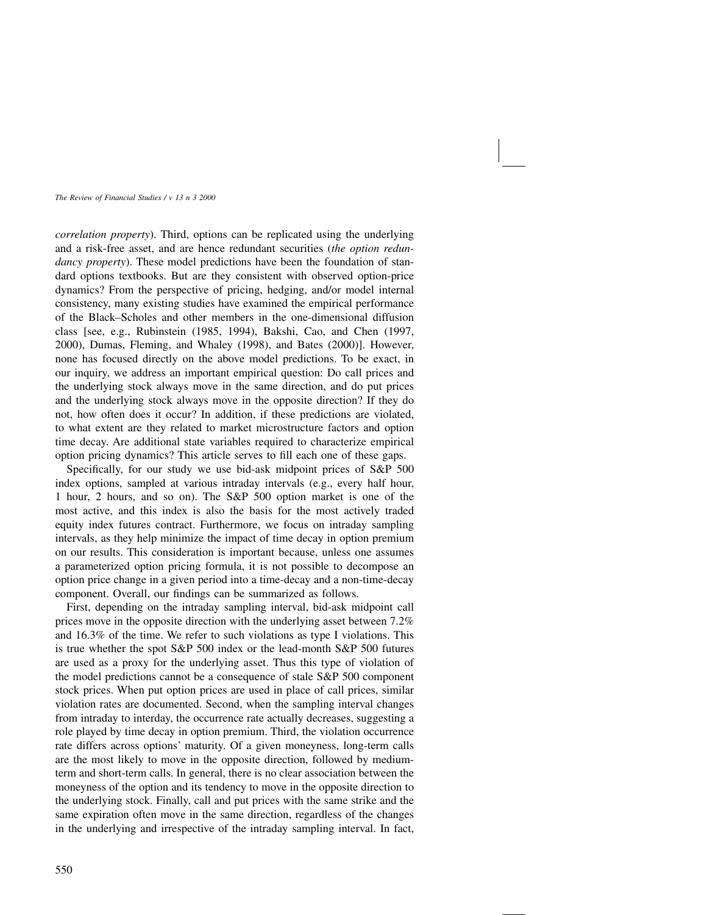*correlation property*). Third, options can be replicated using the underlying and a risk-free asset, and are hence redundant securities (*the option redundancy property*). These model predictions have been the foundation of standard options textbooks. But are they consistent with observed option-price dynamics? From the perspective of pricing, hedging, and/or model internal consistency, many existing studies have examined the empirical performance of the Black–Scholes and other members in the one-dimensional diffusion class [see, e.g., Rubinstein (1985, 1994), Bakshi, Cao, and Chen (1997, 2000), Dumas, Fleming, and Whaley (1998), and Bates (2000)]. However, none has focused directly on the above model predictions. To be exact, in our inquiry, we address an important empirical question: Do call prices and the underlying stock always move in the same direction, and do put prices and the underlying stock always move in the opposite direction? If they do not, how often does it occur? In addition, if these predictions are violated, to what extent are they related to market microstructure factors and option time decay. Are additional state variables required to characterize empirical option pricing dynamics? This article serves to fill each one of these gaps.

Specifically, for our study we use bid-ask midpoint prices of S&P 500 index options, sampled at various intraday intervals (e.g., every half hour, 1 hour, 2 hours, and so on). The S&P 500 option market is one of the most active, and this index is also the basis for the most actively traded equity index futures contract. Furthermore, we focus on intraday sampling intervals, as they help minimize the impact of time decay in option premium on our results. This consideration is important because, unless one assumes a parameterized option pricing formula, it is not possible to decompose an option price change in a given period into a time-decay and a non-time-decay component. Overall, our findings can be summarized as follows.

First, depending on the intraday sampling interval, bid-ask midpoint call prices move in the opposite direction with the underlying asset between 7.2% and 16.3% of the time. We refer to such violations as type I violations. This is true whether the spot S&P 500 index or the lead-month S&P 500 futures are used as a proxy for the underlying asset. Thus this type of violation of the model predictions cannot be a consequence of stale S&P 500 component stock prices. When put option prices are used in place of call prices, similar violation rates are documented. Second, when the sampling interval changes from intraday to interday, the occurrence rate actually decreases, suggesting a role played by time decay in option premium. Third, the violation occurrence rate differs across options' maturity. Of a given moneyness, long-term calls are the most likely to move in the opposite direction, followed by medium-term and short-term calls. In general, there is no clear association between the moneyness of the option and its tendency to move in the opposite direction to the underlying stock. Finally, call and put prices with the same strike and the same expiration often move in the same direction, regardless of the changes in the underlying and irrespective of the intraday sampling interval. In fact,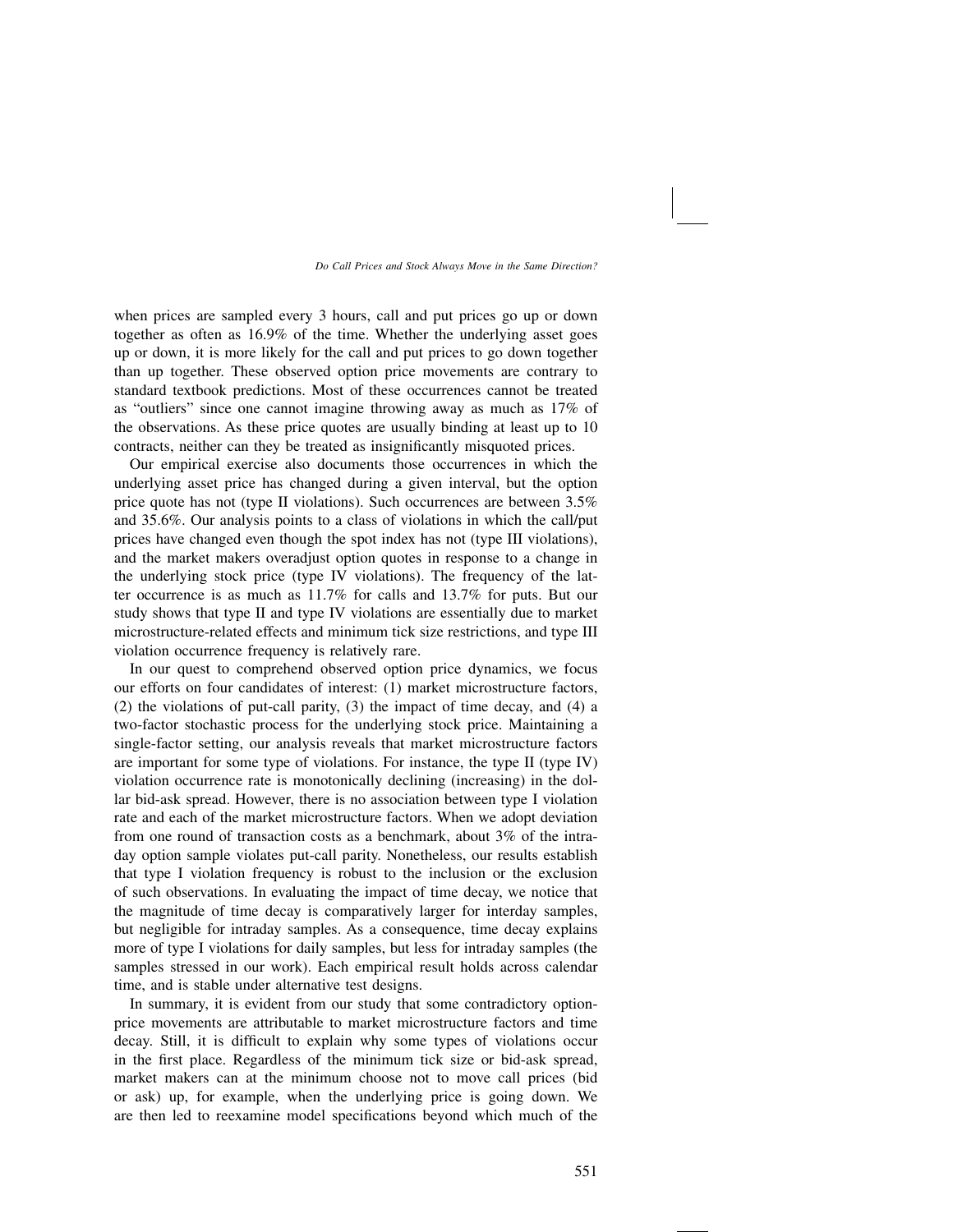when prices are sampled every 3 hours, call and put prices go up or down together as often as 16.9% of the time. Whether the underlying asset goes up or down, it is more likely for the call and put prices to go down together than up together. These observed option price movements are contrary to standard textbook predictions. Most of these occurrences cannot be treated as "outliers" since one cannot imagine throwing away as much as 17% of the observations. As these price quotes are usually binding at least up to 10 contracts, neither can they be treated as insignificantly misquoted prices.

Our empirical exercise also documents those occurrences in which the underlying asset price has changed during a given interval, but the option price quote has not (type II violations). Such occurrences are between 3.5% and 35.6%. Our analysis points to a class of violations in which the call/put prices have changed even though the spot index has not (type III violations), and the market makers overadjust option quotes in response to a change in the underlying stock price (type IV violations). The frequency of the latter occurrence is as much as 11.7% for calls and 13.7% for puts. But our study shows that type II and type IV violations are essentially due to market microstructure-related effects and minimum tick size restrictions, and type III violation occurrence frequency is relatively rare.

In our quest to comprehend observed option price dynamics, we focus our efforts on four candidates of interest: (1) market microstructure factors, (2) the violations of put-call parity, (3) the impact of time decay, and (4) a two-factor stochastic process for the underlying stock price. Maintaining a single-factor setting, our analysis reveals that market microstructure factors are important for some type of violations. For instance, the type II (type IV) violation occurrence rate is monotonically declining (increasing) in the dollar bid-ask spread. However, there is no association between type I violation rate and each of the market microstructure factors. When we adopt deviation from one round of transaction costs as a benchmark, about 3% of the intraday option sample violates put-call parity. Nonetheless, our results establish that type I violation frequency is robust to the inclusion or the exclusion of such observations. In evaluating the impact of time decay, we notice that the magnitude of time decay is comparatively larger for interday samples, but negligible for intraday samples. As a consequence, time decay explains more of type I violations for daily samples, but less for intraday samples (the samples stressed in our work). Each empirical result holds across calendar time, and is stable under alternative test designs.

In summary, it is evident from our study that some contradictory option-price movements are attributable to market microstructure factors and time decay. Still, it is difficult to explain why some types of violations occur in the first place. Regardless of the minimum tick size or bid-ask spread, market makers can at the minimum choose not to move call prices (bid or ask) up, for example, when the underlying price is going down. We are then led to reexamine model specifications beyond which much of the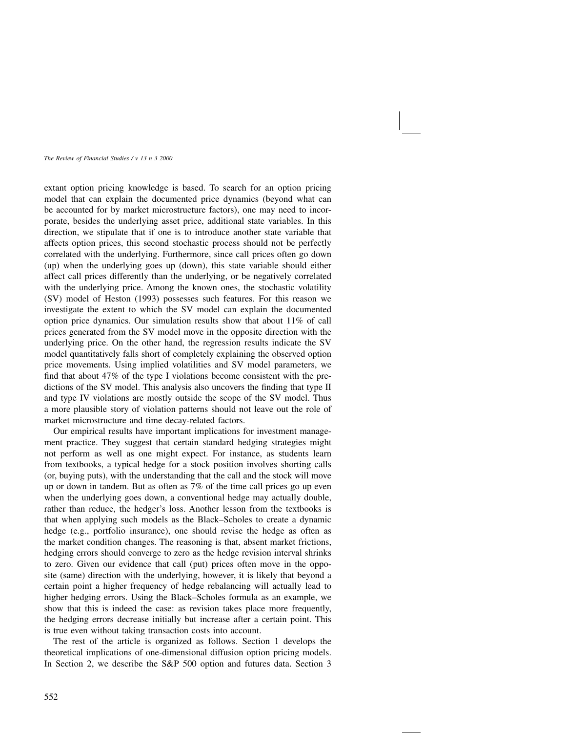extant option pricing knowledge is based. To search for an option pricing model that can explain the documented price dynamics (beyond what can be accounted for by market microstructure factors), one may need to incorporate, besides the underlying asset price, additional state variables. In this direction, we stipulate that if one is to introduce another state variable that affects option prices, this second stochastic process should not be perfectly correlated with the underlying. Furthermore, since call prices often go down (up) when the underlying goes up (down), this state variable should either affect call prices differently than the underlying, or be negatively correlated with the underlying price. Among the known ones, the stochastic volatility (SV) model of Heston (1993) possesses such features. For this reason we investigate the extent to which the SV model can explain the documented option price dynamics. Our simulation results show that about 11% of call prices generated from the SV model move in the opposite direction with the underlying price. On the other hand, the regression results indicate the SV model quantitatively falls short of completely explaining the observed option price movements. Using implied volatilities and SV model parameters, we find that about 47% of the type I violations become consistent with the predictions of the SV model. This analysis also uncovers the finding that type II and type IV violations are mostly outside the scope of the SV model. Thus a more plausible story of violation patterns should not leave out the role of market microstructure and time decay-related factors.

Our empirical results have important implications for investment management practice. They suggest that certain standard hedging strategies might not perform as well as one might expect. For instance, as students learn from textbooks, a typical hedge for a stock position involves shorting calls (or, buying puts), with the understanding that the call and the stock will move up or down in tandem. But as often as 7% of the time call prices go up even when the underlying goes down, a conventional hedge may actually double, rather than reduce, the hedger's loss. Another lesson from the textbooks is that when applying such models as the Black–Scholes to create a dynamic hedge (e.g., portfolio insurance), one should revise the hedge as often as the market condition changes. The reasoning is that, absent market frictions, hedging errors should converge to zero as the hedge revision interval shrinks to zero. Given our evidence that call (put) prices often move in the opposite (same) direction with the underlying, however, it is likely that beyond a certain point a higher frequency of hedge rebalancing will actually lead to higher hedging errors. Using the Black–Scholes formula as an example, we show that this is indeed the case: as revision takes place more frequently, the hedging errors decrease initially but increase after a certain point. This is true even without taking transaction costs into account.

The rest of the article is organized as follows. Section 1 develops the theoretical implications of one-dimensional diffusion option pricing models. In Section 2, we describe the S&P 500 option and futures data. Section 3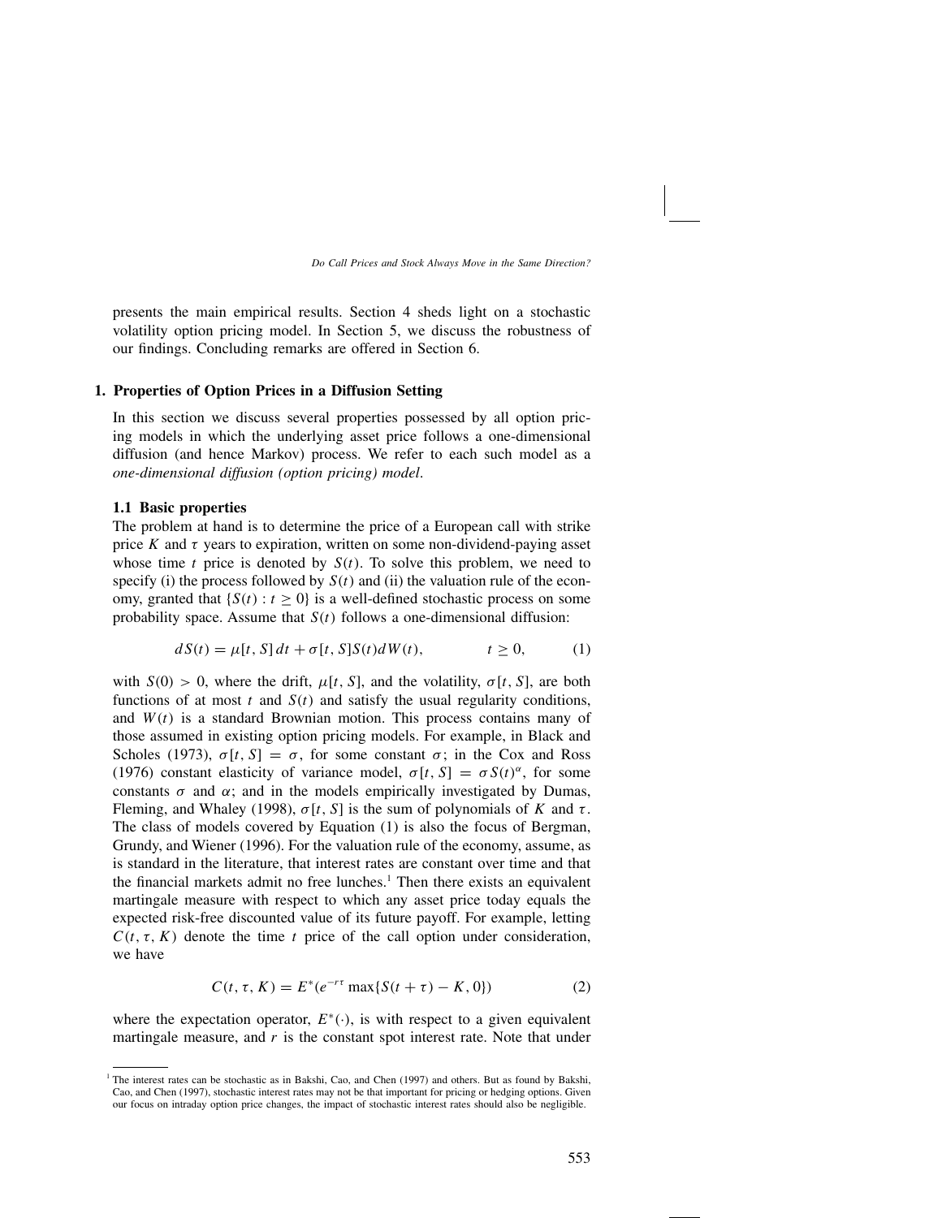presents the main empirical results. Section 4 sheds light on a stochastic volatility option pricing model. In Section 5, we discuss the robustness of our findings. Concluding remarks are offered in Section 6.

## 1. Properties of Option Prices in a Diffusion Setting

In this section we discuss several properties possessed by all option pricing models in which the underlying asset price follows a one-dimensional diffusion (and hence Markov) process. We refer to each such model as a *one-dimensional diffusion (option pricing) model*.

### 1.1 Basic properties

The problem at hand is to determine the price of a European call with strike price $K$ and $\tau$ years to expiration, written on some non-dividend-paying asset whose time $t$ price is denoted by $S(t)$. To solve this problem, we need to specify (i) the process followed by $S(t)$ and (ii) the valuation rule of the economy, granted that $\{S(t) : t \geq 0\}$ is a well-defined stochastic process on some probability space. Assume that $S(t)$ follows a one-dimensional diffusion:

$$dS(t) = \mu[t, S]\, dt + \sigma[t, S]S(t)dW(t), \qquad t \geq 0, \tag{1}$$

with $S(0) > 0$, where the drift, $\mu[t, S]$, and the volatility, $\sigma[t, S]$, are both functions of at most $t$ and $S(t)$ and satisfy the usual regularity conditions, and $W(t)$ is a standard Brownian motion. This process contains many of those assumed in existing option pricing models. For example, in Black and Scholes (1973), $\sigma[t, S] = \sigma$, for some constant $\sigma$; in the Cox and Ross (1976) constant elasticity of variance model, $\sigma[t, S] = \sigma S(t)^{\alpha}$, for some constants $\sigma$ and $\alpha$; and in the models empirically investigated by Dumas, Fleming, and Whaley (1998), $\sigma[t, S]$ is the sum of polynomials of $K$ and $\tau$. The class of models covered by Equation (1) is also the focus of Bergman, Grundy, and Wiener (1996). For the valuation rule of the economy, assume, as is standard in the literature, that interest rates are constant over time and that the financial markets admit no free lunches.[1] Then there exists an equivalent martingale measure with respect to which any asset price today equals the expected risk-free discounted value of its future payoff. For example, letting $C(t, \tau, K)$ denote the time $t$ price of the call option under consideration, we have

$$C(t, \tau, K) = E^{*}(e^{-r\tau} \max\{S(t + \tau) - K, 0\}) \tag{2}$$

where the expectation operator, $E^{*}(\cdot)$, is with respect to a given equivalent martingale measure, and $r$ is the constant spot interest rate. Note that under

[1] The interest rates can be stochastic as in Bakshi, Cao, and Chen (1997) and others. But as found by Bakshi, Cao, and Chen (1997), stochastic interest rates may not be that important for pricing or hedging options. Given our focus on intraday option price changes, the impact of stochastic interest rates should also be negligible.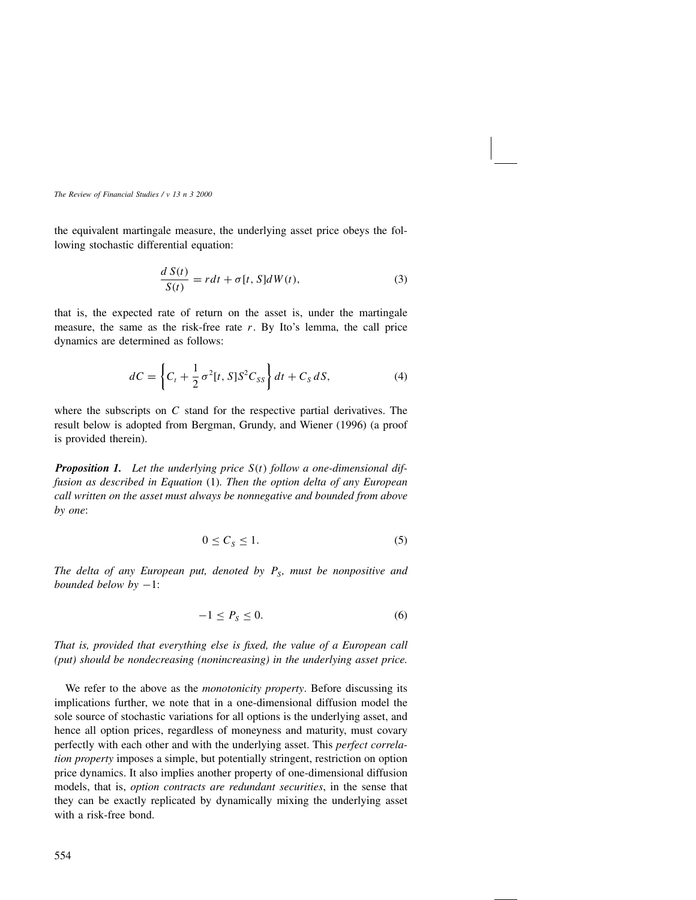the equivalent martingale measure, the underlying asset price obeys the following stochastic differential equation:

$$\frac{d\,S(t)}{S(t)} = r dt + \sigma[t, S] dW(t), \tag{3}$$

that is, the expected rate of return on the asset is, under the martingale measure, the same as the risk-free rate $r$. By Ito's lemma, the call price dynamics are determined as follows:

$$dC = \left\{ C_t + \frac{1}{2}\sigma^2[t, S]S^2 C_{SS} \right\} dt + C_S\, dS, \tag{4}$$

where the subscripts on $C$ stand for the respective partial derivatives. The result below is adopted from Bergman, Grundy, and Wiener (1996) (a proof is provided therein).

***Proposition 1.*** *Let the underlying price $S(t)$ follow a one-dimensional diffusion as described in Equation* (1). *Then the option delta of any European call written on the asset must always be nonnegative and bounded from above by one*:

$$0 \le C_S \le 1. \tag{5}$$

*The delta of any European put, denoted by $P_S$, must be nonpositive and bounded below by* $-1$:

$$-1 \le P_S \le 0. \tag{6}$$

*That is, provided that everything else is fixed, the value of a European call (put) should be nondecreasing (nonincreasing) in the underlying asset price.*

We refer to the above as the *monotonicity property*. Before discussing its implications further, we note that in a one-dimensional diffusion model the sole source of stochastic variations for all options is the underlying asset, and hence all option prices, regardless of moneyness and maturity, must covary perfectly with each other and with the underlying asset. This *perfect correlation property* imposes a simple, but potentially stringent, restriction on option price dynamics. It also implies another property of one-dimensional diffusion models, that is, *option contracts are redundant securities*, in the sense that they can be exactly replicated by dynamically mixing the underlying asset with a risk-free bond.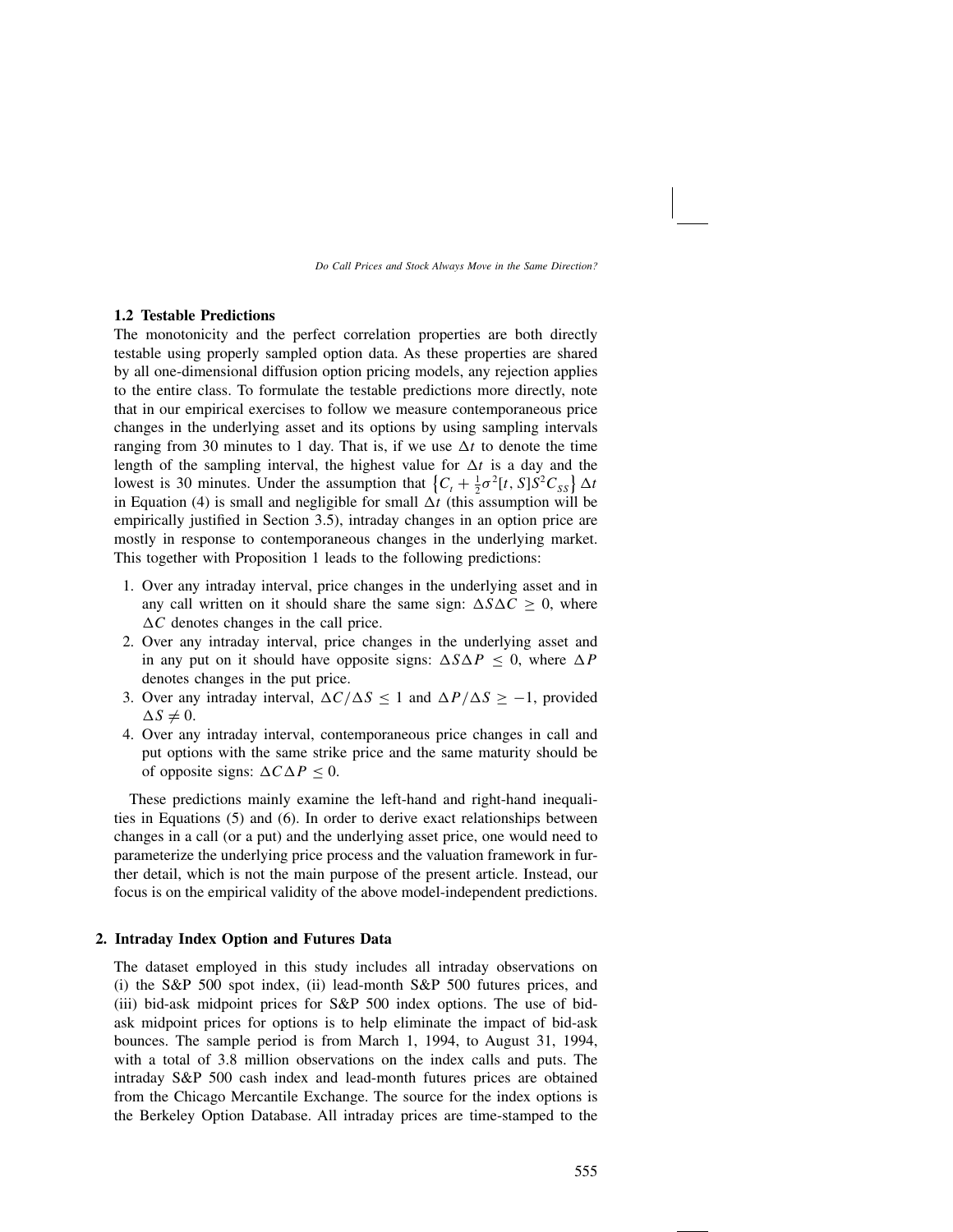### 1.2 Testable Predictions

The monotonicity and the perfect correlation properties are both directly testable using properly sampled option data. As these properties are shared by all one-dimensional diffusion option pricing models, any rejection applies to the entire class. To formulate the testable predictions more directly, note that in our empirical exercises to follow we measure contemporaneous price changes in the underlying asset and its options by using sampling intervals ranging from 30 minutes to 1 day. That is, if we use $\Delta t$ to denote the time length of the sampling interval, the highest value for $\Delta t$ is a day and the lowest is 30 minutes. Under the assumption that $\left\{C_t + \frac{1}{2}\sigma^2[t, S]S^2 C_{SS}\right\}\Delta t$ in Equation (4) is small and negligible for small $\Delta t$ (this assumption will be empirically justified in Section 3.5), intraday changes in an option price are mostly in response to contemporaneous changes in the underlying market. This together with Proposition 1 leads to the following predictions:

1. Over any intraday interval, price changes in the underlying asset and in any call written on it should share the same sign: $\Delta S \Delta C \geq 0$, where $\Delta C$ denotes changes in the call price.
2. Over any intraday interval, price changes in the underlying asset and in any put on it should have opposite signs: $\Delta S \Delta P \leq 0$, where $\Delta P$ denotes changes in the put price.
3. Over any intraday interval, $\Delta C/\Delta S \leq 1$ and $\Delta P/\Delta S \geq -1$, provided $\Delta S \neq 0$.
4. Over any intraday interval, contemporaneous price changes in call and put options with the same strike price and the same maturity should be of opposite signs: $\Delta C \Delta P \leq 0$.

These predictions mainly examine the left-hand and right-hand inequalities in Equations (5) and (6). In order to derive exact relationships between changes in a call (or a put) and the underlying asset price, one would need to parameterize the underlying price process and the valuation framework in further detail, which is not the main purpose of the present article. Instead, our focus is on the empirical validity of the above model-independent predictions.

## 2. Intraday Index Option and Futures Data

The dataset employed in this study includes all intraday observations on (i) the S&P 500 spot index, (ii) lead-month S&P 500 futures prices, and (iii) bid-ask midpoint prices for S&P 500 index options. The use of bid-ask midpoint prices for options is to help eliminate the impact of bid-ask bounces. The sample period is from March 1, 1994, to August 31, 1994, with a total of 3.8 million observations on the index calls and puts. The intraday S&P 500 cash index and lead-month futures prices are obtained from the Chicago Mercantile Exchange. The source for the index options is the Berkeley Option Database. All intraday prices are time-stamped to the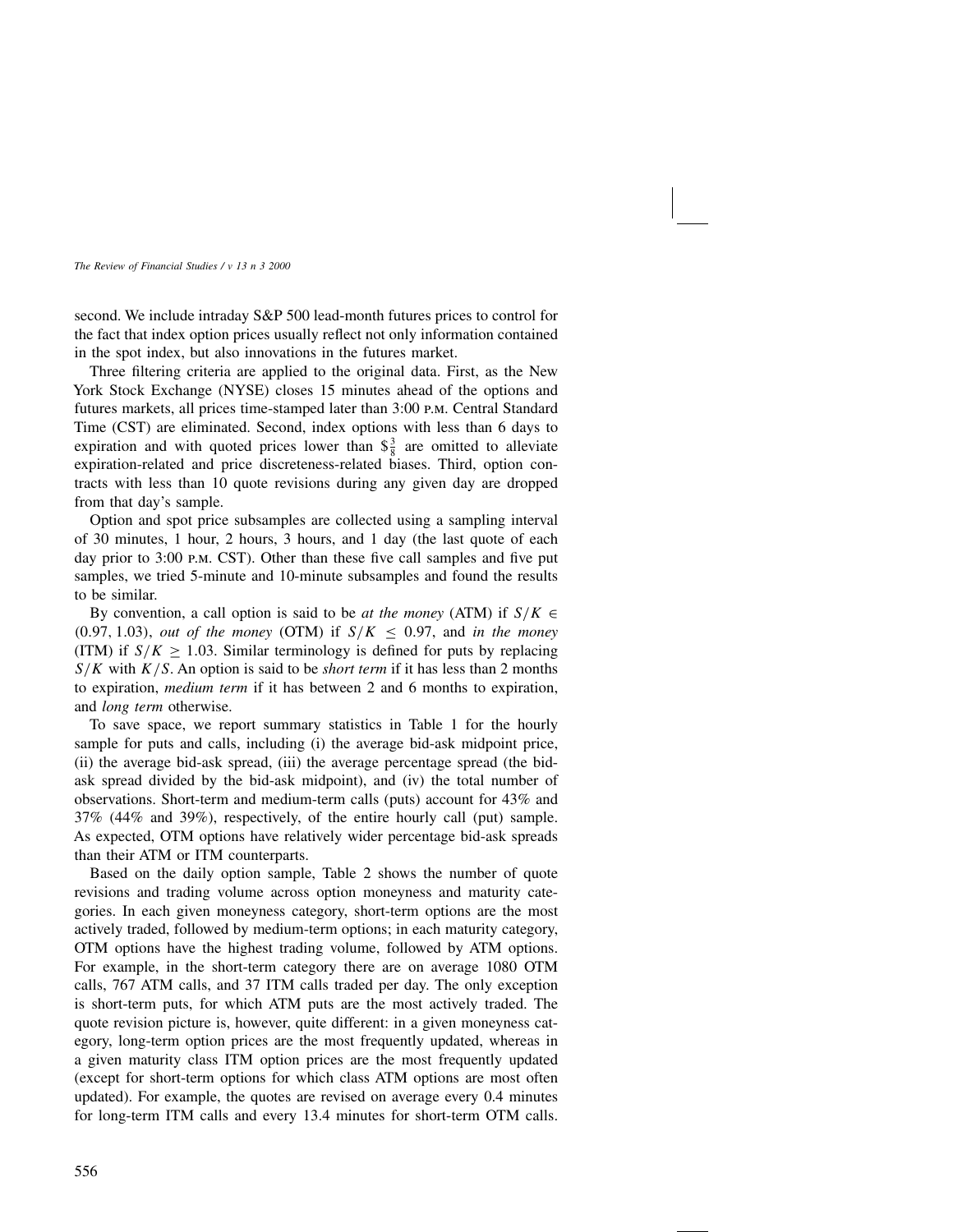second. We include intraday S&P 500 lead-month futures prices to control for the fact that index option prices usually reflect not only information contained in the spot index, but also innovations in the futures market.

Three filtering criteria are applied to the original data. First, as the New York Stock Exchange (NYSE) closes 15 minutes ahead of the options and futures markets, all prices time-stamped later than 3:00 P.M. Central Standard Time (CST) are eliminated. Second, index options with less than 6 days to expiration and with quoted prices lower than $\$\frac{3}{8}$ are omitted to alleviate expiration-related and price discreteness-related biases. Third, option contracts with less than 10 quote revisions during any given day are dropped from that day's sample.

Option and spot price subsamples are collected using a sampling interval of 30 minutes, 1 hour, 2 hours, 3 hours, and 1 day (the last quote of each day prior to 3:00 P.M. CST). Other than these five call samples and five put samples, we tried 5-minute and 10-minute subsamples and found the results to be similar.

By convention, a call option is said to be *at the money* (ATM) if $S/K \in (0.97, 1.03)$, *out of the money* (OTM) if $S/K \leq 0.97$, and *in the money* (ITM) if $S/K \geq 1.03$. Similar terminology is defined for puts by replacing $S/K$ with $K/S$. An option is said to be *short term* if it has less than 2 months to expiration, *medium term* if it has between 2 and 6 months to expiration, and *long term* otherwise.

To save space, we report summary statistics in Table 1 for the hourly sample for puts and calls, including (i) the average bid-ask midpoint price, (ii) the average bid-ask spread, (iii) the average percentage spread (the bid-ask spread divided by the bid-ask midpoint), and (iv) the total number of observations. Short-term and medium-term calls (puts) account for 43% and 37% (44% and 39%), respectively, of the entire hourly call (put) sample. As expected, OTM options have relatively wider percentage bid-ask spreads than their ATM or ITM counterparts.

Based on the daily option sample, Table 2 shows the number of quote revisions and trading volume across option moneyness and maturity categories. In each given moneyness category, short-term options are the most actively traded, followed by medium-term options; in each maturity category, OTM options have the highest trading volume, followed by ATM options. For example, in the short-term category there are on average 1080 OTM calls, 767 ATM calls, and 37 ITM calls traded per day. The only exception is short-term puts, for which ATM puts are the most actively traded. The quote revision picture is, however, quite different: in a given moneyness category, long-term option prices are the most frequently updated, whereas in a given maturity class ITM option prices are the most frequently updated (except for short-term options for which class ATM options are most often updated). For example, the quotes are revised on average every 0.4 minutes for long-term ITM calls and every 13.4 minutes for short-term OTM calls.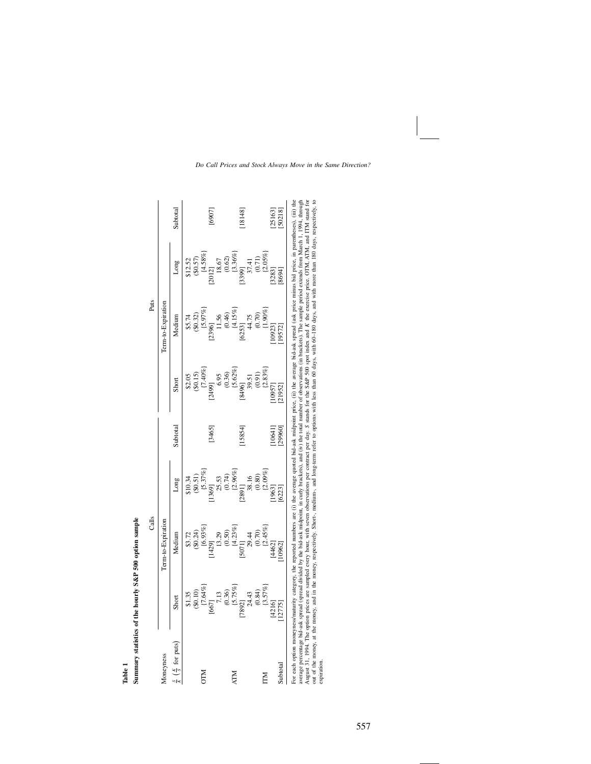**Table 1**

**Summary statistics of the hourly S&P 500 option sample**

| Moneyness | Calls | | | | Puts | | | |
|---|---|---|---|---|---|---|---|---|
| | Term-to-Expiration | | | | Term-to-Expiration | | | |
| $\frac{S}{K}$ ($\frac{K}{S}$ for puts) | Short | Medium | Long | Subtotal | Short | Medium | Long | Subtotal |
| | \$1.35 | \$3.72 | \$10.34 | | \$2.05 | \$5.74 | \$12.52 | |
| | (\$0.10) | (\$0.24) | (\$0.51) | | (\$0.15) | (\$0.32) | (\$0.57) | |
| OTM | {7.64%} | {6.93%} | {5.37%} | | {7.40%} | {5.97%} | {4.58%} | |
| | [667] | [1429] | [1369] | [3465] | [2499] | [2396] | [2012] | [6907] |
| | 7.13 | 13.29 | 25.53 | | 6.95 | 11.56 | 18.67 | |
| | (0.36) | (0.50) | (0.74) | | (0.36) | (0.46) | (0.62) | |
| ATM | {5.75%} | {4.23%} | {2.96%} | | {5.62%} | {4.15%} | {3.36%} | |
| | [7892] | [5071] | [2891] | [15854] | [8496] | [6253] | [3399] | [18148] |
| | 24.43 | 29.44 | 38.16 | | 39.51 | 44.75 | 37.41 | |
| | (0.84) | (0.70) | (0.80) | | (0.91) | (0.70) | (0.71) | |
| ITM | {3.57%} | {2.45%} | {2.09%} | | {2.83%} | {1.90%} | {2.05%} | |
| | [4216] | [4462] | [1963] | [10641] | [10957] | [10923] | [3283] | [25163] |
| Subtotal | [12775] | [10962] | [6223] | [29960] | [21952] | [19572] | [8694] | [50218] |

For each option moneyness/maturity category, the reported numbers are (i) the average quoted bid-ask midpoint price, (ii) the average bid-ask spread (ask price minus bid price, in parentheses), (iii) the average percentage bid-ask spread (spread divided by the bid-ask midpoint, in curly brackets), and (iv) the total number of observations (in brackets). The sample period extends from March 1, 1994, through August 31, 1994. The option prices are sampled every hour, with seven observations per contract per day. $S$ stands for the S&P 500 spot index and $K$ the exercise price. OTM, ATM, and ITM stand for out of the money, at the money, and in the money, respectively. Short-, medium-, and long-term refer to options with less than 60 days, with 60–180 days, and with more than 180 days, respectively, to expiration.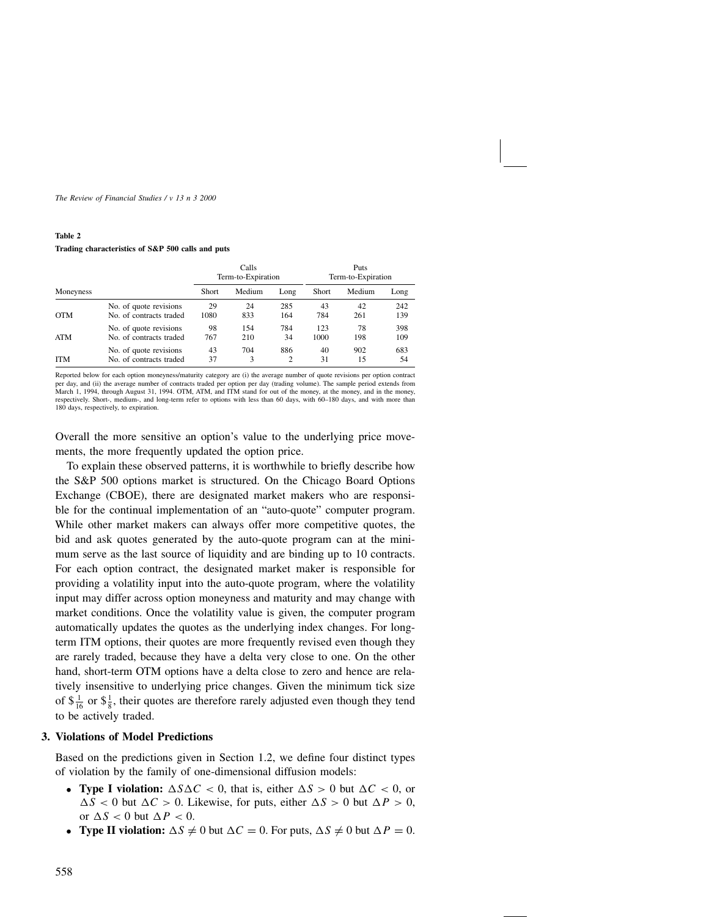**Table 2**

**Trading characteristics of S&P 500 calls and puts**

| Moneyness | | Calls Term-to-Expiration | | | Puts Term-to-Expiration | | |
|---|---|---|---|---|---|---|---|
| | | Short | Medium | Long | Short | Medium | Long |
| OTM | No. of quote revisions | 29 | 24 | 285 | 43 | 42 | 242 |
| | No. of contracts traded | 1080 | 833 | 164 | 784 | 261 | 139 |
| ATM | No. of quote revisions | 98 | 154 | 784 | 123 | 78 | 398 |
| | No. of contracts traded | 767 | 210 | 34 | 1000 | 198 | 109 |
| ITM | No. of quote revisions | 43 | 704 | 886 | 40 | 902 | 683 |
| | No. of contracts traded | 37 | 3 | 2 | 31 | 15 | 54 |

Reported below for each option moneyness/maturity category are (i) the average number of quote revisions per option contract per day, and (ii) the average number of contracts traded per option per day (trading volume). The sample period extends from March 1, 1994, through August 31, 1994. OTM, ATM, and ITM stand for out of the money, at the money, and in the money, respectively. Short-, medium-, and long-term refer to options with less than 60 days, with 60–180 days, and with more than 180 days, respectively, to expiration.

Overall the more sensitive an option's value to the underlying price movements, the more frequently updated the option price.

To explain these observed patterns, it is worthwhile to briefly describe how the S&P 500 options market is structured. On the Chicago Board Options Exchange (CBOE), there are designated market makers who are responsible for the continual implementation of an "auto-quote" computer program. While other market makers can always offer more competitive quotes, the bid and ask quotes generated by the auto-quote program can at the minimum serve as the last source of liquidity and are binding up to 10 contracts. For each option contract, the designated market maker is responsible for providing a volatility input into the auto-quote program, where the volatility input may differ across option moneyness and maturity and may change with market conditions. Once the volatility value is given, the computer program automatically updates the quotes as the underlying index changes. For long-term ITM options, their quotes are more frequently revised even though they are rarely traded, because they have a delta very close to one. On the other hand, short-term OTM options have a delta close to zero and hence are relatively insensitive to underlying price changes. Given the minimum tick size of $\$\frac{1}{16}$ or $\$\frac{1}{8}$, their quotes are therefore rarely adjusted even though they tend to be actively traded.

## 3. Violations of Model Predictions

Based on the predictions given in Section 1.2, we define four distinct types of violation by the family of one-dimensional diffusion models:

- **Type I violation:** $\Delta S \Delta C < 0$, that is, either $\Delta S > 0$ but $\Delta C < 0$, or $\Delta S < 0$ but $\Delta C > 0$. Likewise, for puts, either $\Delta S > 0$ but $\Delta P > 0$, or $\Delta S < 0$ but $\Delta P < 0$.
- **Type II violation:** $\Delta S \neq 0$ but $\Delta C = 0$. For puts, $\Delta S \neq 0$ but $\Delta P = 0$.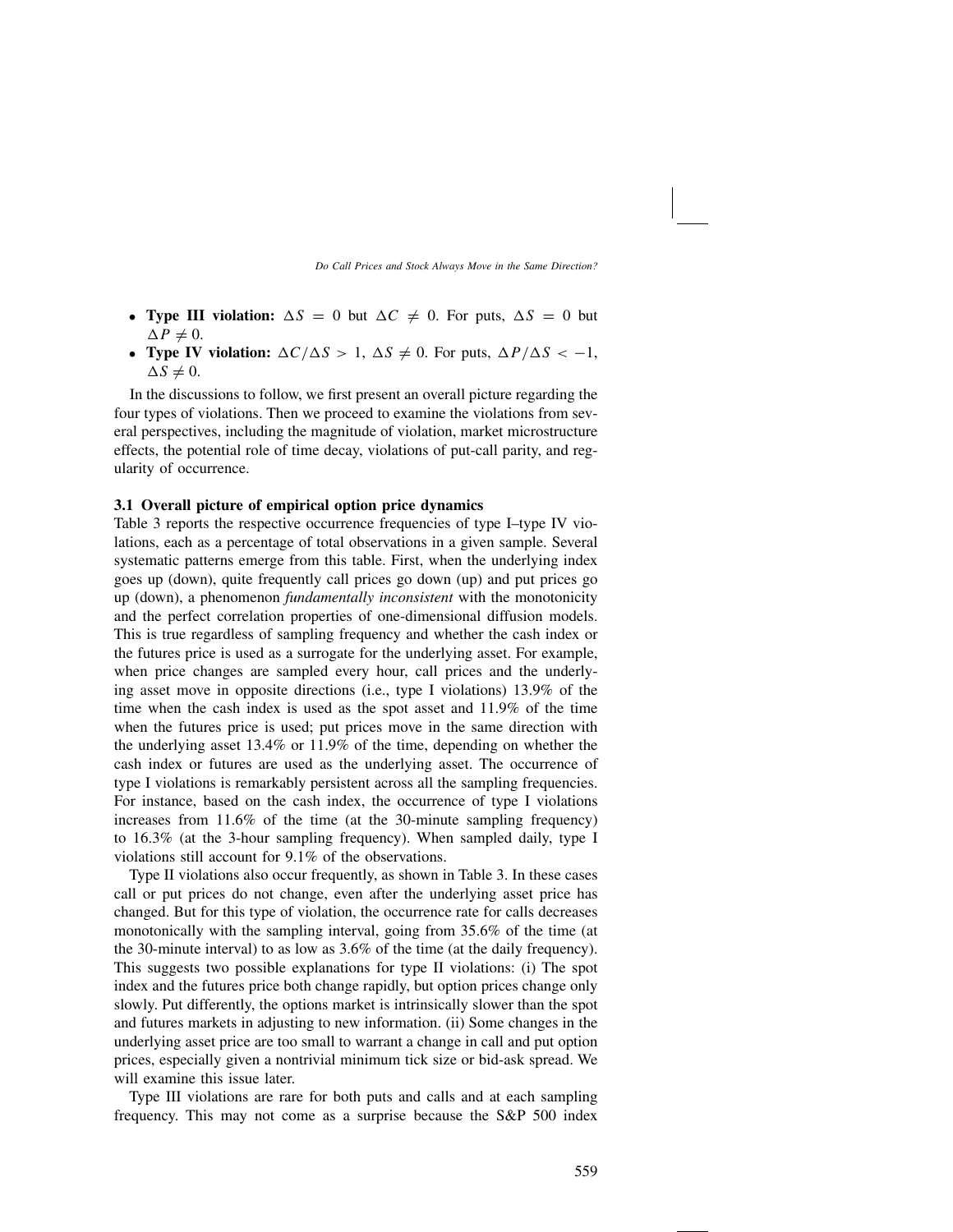- **Type III violation:** $\Delta S = 0$ but $\Delta C \neq 0$. For puts, $\Delta S = 0$ but $\Delta P \neq 0$.
- **Type IV violation:** $\Delta C/\Delta S > 1$, $\Delta S \neq 0$. For puts, $\Delta P/\Delta S < -1$, $\Delta S \neq 0$.

In the discussions to follow, we first present an overall picture regarding the four types of violations. Then we proceed to examine the violations from several perspectives, including the magnitude of violation, market microstructure effects, the potential role of time decay, violations of put-call parity, and regularity of occurrence.

### 3.1 Overall picture of empirical option price dynamics

Table 3 reports the respective occurrence frequencies of type I–type IV violations, each as a percentage of total observations in a given sample. Several systematic patterns emerge from this table. First, when the underlying index goes up (down), quite frequently call prices go down (up) and put prices go up (down), a phenomenon *fundamentally inconsistent* with the monotonicity and the perfect correlation properties of one-dimensional diffusion models. This is true regardless of sampling frequency and whether the cash index or the futures price is used as a surrogate for the underlying asset. For example, when price changes are sampled every hour, call prices and the underlying asset move in opposite directions (i.e., type I violations) 13.9% of the time when the cash index is used as the spot asset and 11.9% of the time when the futures price is used; put prices move in the same direction with the underlying asset 13.4% or 11.9% of the time, depending on whether the cash index or futures are used as the underlying asset. The occurrence of type I violations is remarkably persistent across all the sampling frequencies. For instance, based on the cash index, the occurrence of type I violations increases from 11.6% of the time (at the 30-minute sampling frequency) to 16.3% (at the 3-hour sampling frequency). When sampled daily, type I violations still account for 9.1% of the observations.

Type II violations also occur frequently, as shown in Table 3. In these cases call or put prices do not change, even after the underlying asset price has changed. But for this type of violation, the occurrence rate for calls decreases monotonically with the sampling interval, going from 35.6% of the time (at the 30-minute interval) to as low as 3.6% of the time (at the daily frequency). This suggests two possible explanations for type II violations: (i) The spot index and the futures price both change rapidly, but option prices change only slowly. Put differently, the options market is intrinsically slower than the spot and futures markets in adjusting to new information. (ii) Some changes in the underlying asset price are too small to warrant a change in call and put option prices, especially given a nontrivial minimum tick size or bid-ask spread. We will examine this issue later.

Type III violations are rare for both puts and calls and at each sampling frequency. This may not come as a surprise because the S&P 500 index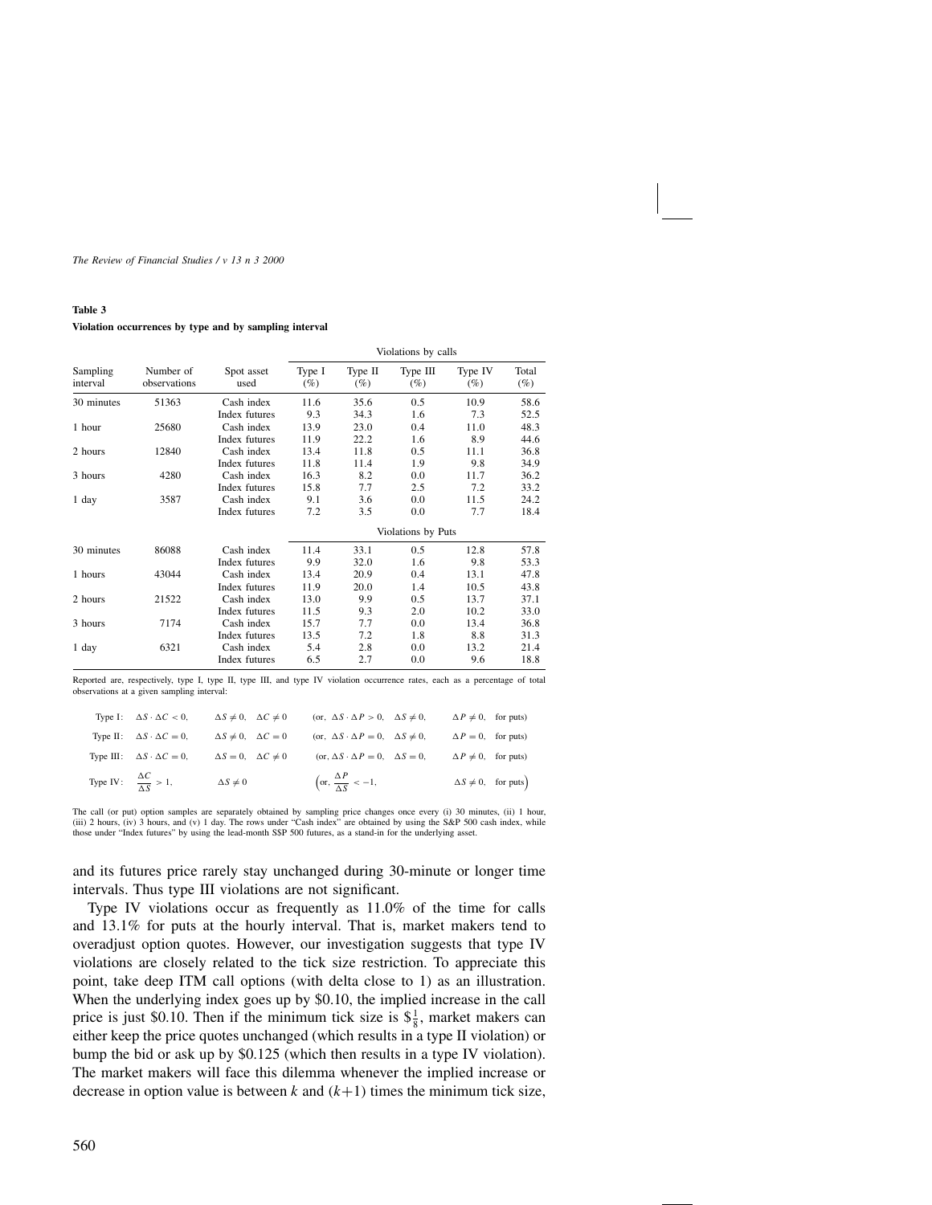**Table 3**

**Violation occurrences by type and by sampling interval**

| Sampling interval | Number of observations | Spot asset used | Type I (%) | Type II (%) | Type III (%) | Type IV (%) | Total (%) |
|---|---|---|---|---|---|---|---|
| | | | Violations by calls | | | | |
| 30 minutes | 51363 | Cash index | 11.6 | 35.6 | 0.5 | 10.9 | 58.6 |
| | | Index futures | 9.3 | 34.3 | 1.6 | 7.3 | 52.5 |
| 1 hour | 25680 | Cash index | 13.9 | 23.0 | 0.4 | 11.0 | 48.3 |
| | | Index futures | 11.9 | 22.2 | 1.6 | 8.9 | 44.6 |
| 2 hours | 12840 | Cash index | 13.4 | 11.8 | 0.5 | 11.1 | 36.8 |
| | | Index futures | 11.8 | 11.4 | 1.9 | 9.8 | 34.9 |
| 3 hours | 4280 | Cash index | 16.3 | 8.2 | 0.0 | 11.7 | 36.2 |
| | | Index futures | 15.8 | 7.7 | 2.5 | 7.2 | 33.2 |
| 1 day | 3587 | Cash index | 9.1 | 3.6 | 0.0 | 11.5 | 24.2 |
| | | Index futures | 7.2 | 3.5 | 0.0 | 7.7 | 18.4 |
| | | | Violations by Puts | | | | |
| 30 minutes | 86088 | Cash index | 11.4 | 33.1 | 0.5 | 12.8 | 57.8 |
| | | Index futures | 9.9 | 32.0 | 1.6 | 9.8 | 53.3 |
| 1 hours | 43044 | Cash index | 13.4 | 20.9 | 0.4 | 13.1 | 47.8 |
| | | Index futures | 11.9 | 20.0 | 1.4 | 10.5 | 43.8 |
| 2 hours | 21522 | Cash index | 13.0 | 9.9 | 0.5 | 13.7 | 37.1 |
| | | Index futures | 11.5 | 9.3 | 2.0 | 10.2 | 33.0 |
| 3 hours | 7174 | Cash index | 15.7 | 7.7 | 0.0 | 13.4 | 36.8 |
| | | Index futures | 13.5 | 7.2 | 1.8 | 8.8 | 31.3 |
| 1 day | 6321 | Cash index | 5.4 | 2.8 | 0.0 | 13.2 | 21.4 |
| | | Index futures | 6.5 | 2.7 | 0.0 | 9.6 | 18.8 |

Reported are, respectively, type I, type II, type III, and type IV violation occurrence rates, each as a percentage of total observations at a given sampling interval:

Type I: $\Delta S \cdot \Delta C < 0$, $\Delta S \neq 0$, $\Delta C \neq 0$ (or, $\Delta S \cdot \Delta P > 0$, $\Delta S \neq 0$, $\Delta P \neq 0$, for puts)

Type II: $\Delta S \cdot \Delta C = 0$, $\Delta S \neq 0$, $\Delta C = 0$ (or, $\Delta S \cdot \Delta P = 0$, $\Delta S \neq 0$, $\Delta P = 0$, for puts)

Type III: $\Delta S \cdot \Delta C = 0$, $\Delta S = 0$, $\Delta C \neq 0$ (or, $\Delta S \cdot \Delta P = 0$, $\Delta S = 0$, $\Delta P \neq 0$, for puts)

Type IV: $\frac{\Delta C}{\Delta S} > 1$, $\Delta S \neq 0$ $\left(\text{or, } \frac{\Delta P}{\Delta S} < -1, \quad \Delta S \neq 0, \text{ for puts}\right)$

The call (or put) option samples are separately obtained by sampling price changes once every (i) 30 minutes, (ii) 1 hour, (iii) 2 hours, (iv) 3 hours, and (v) 1 day. The rows under "Cash index" are obtained by using the S&P 500 cash index, while those under "Index futures" by using the lead-month S\$P 500 futures, as a stand-in for the underlying asset.

and its futures price rarely stay unchanged during 30-minute or longer time intervals. Thus type III violations are not significant.

Type IV violations occur as frequently as 11.0% of the time for calls and 13.1% for puts at the hourly interval. That is, market makers tend to overadjust option quotes. However, our investigation suggests that type IV violations are closely related to the tick size restriction. To appreciate this point, take deep ITM call options (with delta close to 1) as an illustration. When the underlying index goes up by \$0.10, the implied increase in the call price is just \$0.10. Then if the minimum tick size is $\$\frac{1}{8}$, market makers can either keep the price quotes unchanged (which results in a type II violation) or bump the bid or ask up by \$0.125 (which then results in a type IV violation). The market makers will face this dilemma whenever the implied increase or decrease in option value is between $k$ and $(k+1)$ times the minimum tick size,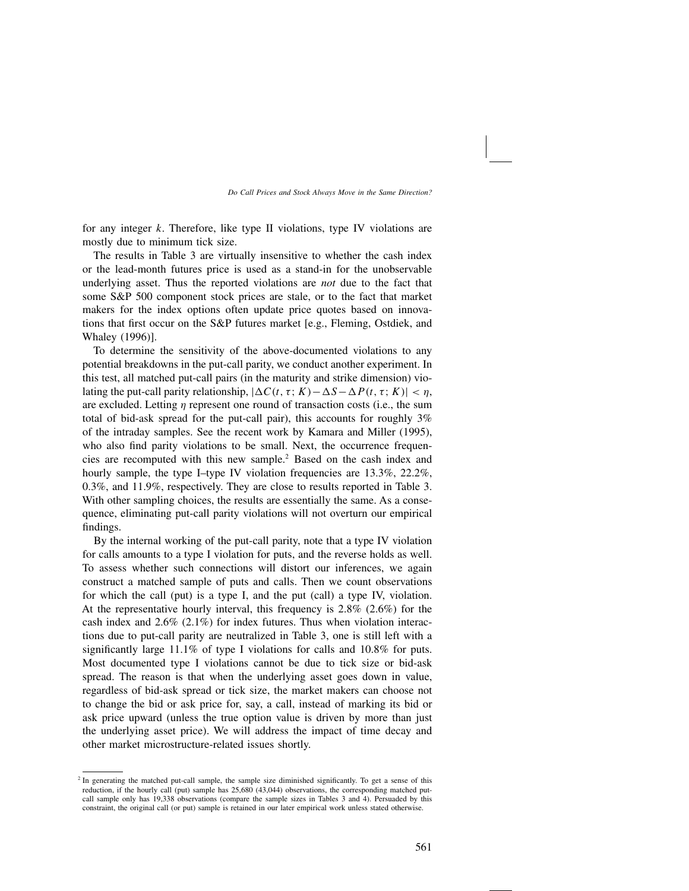for any integer $k$. Therefore, like type II violations, type IV violations are mostly due to minimum tick size.

The results in Table 3 are virtually insensitive to whether the cash index or the lead-month futures price is used as a stand-in for the unobservable underlying asset. Thus the reported violations are *not* due to the fact that some S&P 500 component stock prices are stale, or to the fact that market makers for the index options often update price quotes based on innovations that first occur on the S&P futures market [e.g., Fleming, Ostdiek, and Whaley (1996)].

To determine the sensitivity of the above-documented violations to any potential breakdowns in the put-call parity, we conduct another experiment. In this test, all matched put-call pairs (in the maturity and strike dimension) violating the put-call parity relationship, $|\Delta C(t, \tau; K) - \Delta S - \Delta P(t, \tau; K)| < \eta$, are excluded. Letting $\eta$ represent one round of transaction costs (i.e., the sum total of bid-ask spread for the put-call pair), this accounts for roughly 3% of the intraday samples. See the recent work by Kamara and Miller (1995), who also find parity violations to be small. Next, the occurrence frequencies are recomputed with this new sample.[2] Based on the cash index and hourly sample, the type I–type IV violation frequencies are 13.3%, 22.2%, 0.3%, and 11.9%, respectively. They are close to results reported in Table 3. With other sampling choices, the results are essentially the same. As a consequence, eliminating put-call parity violations will not overturn our empirical findings.

By the internal working of the put-call parity, note that a type IV violation for calls amounts to a type I violation for puts, and the reverse holds as well. To assess whether such connections will distort our inferences, we again construct a matched sample of puts and calls. Then we count observations for which the call (put) is a type I, and the put (call) a type IV, violation. At the representative hourly interval, this frequency is 2.8% (2.6%) for the cash index and 2.6% (2.1%) for index futures. Thus when violation interactions due to put-call parity are neutralized in Table 3, one is still left with a significantly large 11.1% of type I violations for calls and 10.8% for puts. Most documented type I violations cannot be due to tick size or bid-ask spread. The reason is that when the underlying asset goes down in value, regardless of bid-ask spread or tick size, the market makers can choose not to change the bid or ask price for, say, a call, instead of marking its bid or ask price upward (unless the true option value is driven by more than just the underlying asset price). We will address the impact of time decay and other market microstructure-related issues shortly.

---

[2] In generating the matched put-call sample, the sample size diminished significantly. To get a sense of this reduction, if the hourly call (put) sample has 25,680 (43,044) observations, the corresponding matched put-call sample only has 19,338 observations (compare the sample sizes in Tables 3 and 4). Persuaded by this constraint, the original call (or put) sample is retained in our later empirical work unless stated otherwise.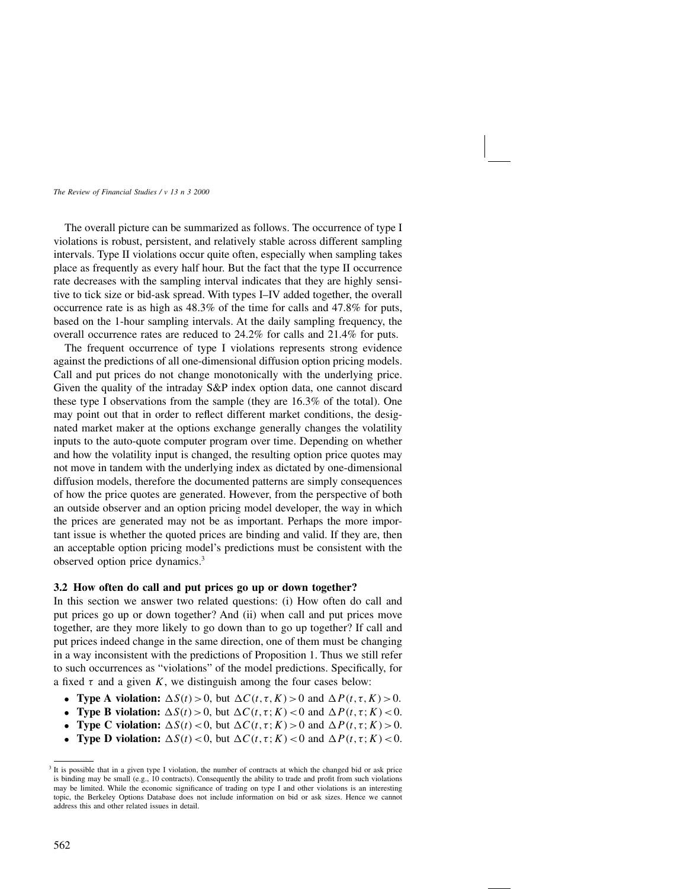The overall picture can be summarized as follows. The occurrence of type I violations is robust, persistent, and relatively stable across different sampling intervals. Type II violations occur quite often, especially when sampling takes place as frequently as every half hour. But the fact that the type II occurrence rate decreases with the sampling interval indicates that they are highly sensitive to tick size or bid-ask spread. With types I–IV added together, the overall occurrence rate is as high as 48.3% of the time for calls and 47.8% for puts, based on the 1-hour sampling intervals. At the daily sampling frequency, the overall occurrence rates are reduced to 24.2% for calls and 21.4% for puts.

The frequent occurrence of type I violations represents strong evidence against the predictions of all one-dimensional diffusion option pricing models. Call and put prices do not change monotonically with the underlying price. Given the quality of the intraday S&P index option data, one cannot discard these type I observations from the sample (they are 16.3% of the total). One may point out that in order to reflect different market conditions, the designated market maker at the options exchange generally changes the volatility inputs to the auto-quote computer program over time. Depending on whether and how the volatility input is changed, the resulting option price quotes may not move in tandem with the underlying index as dictated by one-dimensional diffusion models, therefore the documented patterns are simply consequences of how the price quotes are generated. However, from the perspective of both an outside observer and an option pricing model developer, the way in which the prices are generated may not be as important. Perhaps the more important issue is whether the quoted prices are binding and valid. If they are, then an acceptable option pricing model's predictions must be consistent with the observed option price dynamics.[3]

### 3.2 How often do call and put prices go up or down together?

In this section we answer two related questions: (i) How often do call and put prices go up or down together? And (ii) when call and put prices move together, are they more likely to go down than to go up together? If call and put prices indeed change in the same direction, one of them must be changing in a way inconsistent with the predictions of Proposition 1. Thus we still refer to such occurrences as "violations" of the model predictions. Specifically, for a fixed $\tau$ and a given $K$, we distinguish among the four cases below:

- **Type A violation:** $\Delta S(t) > 0$, but $\Delta C(t, \tau, K) > 0$ and $\Delta P(t, \tau, K) > 0$.
- **Type B violation:** $\Delta S(t) > 0$, but $\Delta C(t, \tau; K) < 0$ and $\Delta P(t, \tau; K) < 0$.
- **Type C violation:** $\Delta S(t) < 0$, but $\Delta C(t, \tau; K) > 0$ and $\Delta P(t, \tau; K) > 0$.
- **Type D violation:** $\Delta S(t) < 0$, but $\Delta C(t, \tau; K) < 0$ and $\Delta P(t, \tau; K) < 0$.

[3] It is possible that in a given type I violation, the number of contracts at which the changed bid or ask price is binding may be small (e.g., 10 contracts). Consequently the ability to trade and profit from such violations may be limited. While the economic significance of trading on type I and other violations is an interesting topic, the Berkeley Options Database does not include information on bid or ask sizes. Hence we cannot address this and other related issues in detail.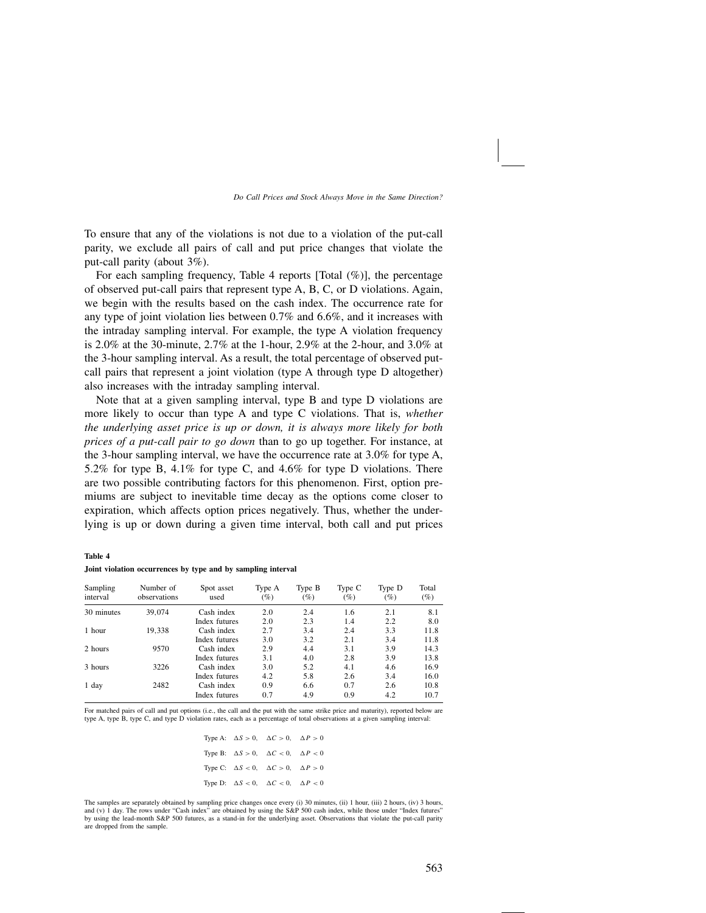To ensure that any of the violations is not due to a violation of the put-call parity, we exclude all pairs of call and put price changes that violate the put-call parity (about 3%).

For each sampling frequency, Table 4 reports [Total (%)], the percentage of observed put-call pairs that represent type A, B, C, or D violations. Again, we begin with the results based on the cash index. The occurrence rate for any type of joint violation lies between 0.7% and 6.6%, and it increases with the intraday sampling interval. For example, the type A violation frequency is 2.0% at the 30-minute, 2.7% at the 1-hour, 2.9% at the 2-hour, and 3.0% at the 3-hour sampling interval. As a result, the total percentage of observed put-call pairs that represent a joint violation (type A through type D altogether) also increases with the intraday sampling interval.

Note that at a given sampling interval, type B and type D violations are more likely to occur than type A and type C violations. That is, *whether the underlying asset price is up or down, it is always more likely for both prices of a put-call pair to go down* than to go up together. For instance, at the 3-hour sampling interval, we have the occurrence rate at 3.0% for type A, 5.2% for type B, 4.1% for type C, and 4.6% for type D violations. There are two possible contributing factors for this phenomenon. First, option premiums are subject to inevitable time decay as the options come closer to expiration, which affects option prices negatively. Thus, whether the underlying is up or down during a given time interval, both call and put prices

**Table 4**

**Joint violation occurrences by type and by sampling interval**

| Sampling interval | Number of observations | Spot asset used | Type A (%) | Type B (%) | Type C (%) | Type D (%) | Total (%) |
|---|---|---|---|---|---|---|---|
| 30 minutes | 39,074 | Cash index | 2.0 | 2.4 | 1.6 | 2.1 | 8.1 |
| | | Index futures | 2.0 | 2.3 | 1.4 | 2.2 | 8.0 |
| 1 hour | 19,338 | Cash index | 2.7 | 3.4 | 2.4 | 3.3 | 11.8 |
| | | Index futures | 3.0 | 3.2 | 2.1 | 3.4 | 11.8 |
| 2 hours | 9570 | Cash index | 2.9 | 4.4 | 3.1 | 3.9 | 14.3 |
| | | Index futures | 3.1 | 4.0 | 2.8 | 3.9 | 13.8 |
| 3 hours | 3226 | Cash index | 3.0 | 5.2 | 4.1 | 4.6 | 16.9 |
| | | Index futures | 4.2 | 5.8 | 2.6 | 3.4 | 16.0 |
| 1 day | 2482 | Cash index | 0.9 | 6.6 | 0.7 | 2.6 | 10.8 |
| | | Index futures | 0.7 | 4.9 | 0.9 | 4.2 | 10.7 |

For matched pairs of call and put options (i.e., the call and the put with the same strike price and maturity), reported below are type A, type B, type C, and type D violation rates, each as a percentage of total observations at a given sampling interval:

Type A: $\Delta S > 0$, $\Delta C > 0$, $\Delta P > 0$

Type B: $\Delta S > 0$, $\Delta C < 0$, $\Delta P < 0$

Type C: $\Delta S < 0$, $\Delta C > 0$, $\Delta P > 0$

Type D: $\Delta S < 0$, $\Delta C < 0$, $\Delta P < 0$

The samples are separately obtained by sampling price changes once every (i) 30 minutes, (ii) 1 hour, (iii) 2 hours, (iv) 3 hours, and (v) 1 day. The rows under "Cash index" are obtained by using the S&P 500 cash index, while those under "Index futures" by using the lead-month S&P 500 futures, as a stand-in for the underlying asset. Observations that violate the put-call parity are dropped from the sample.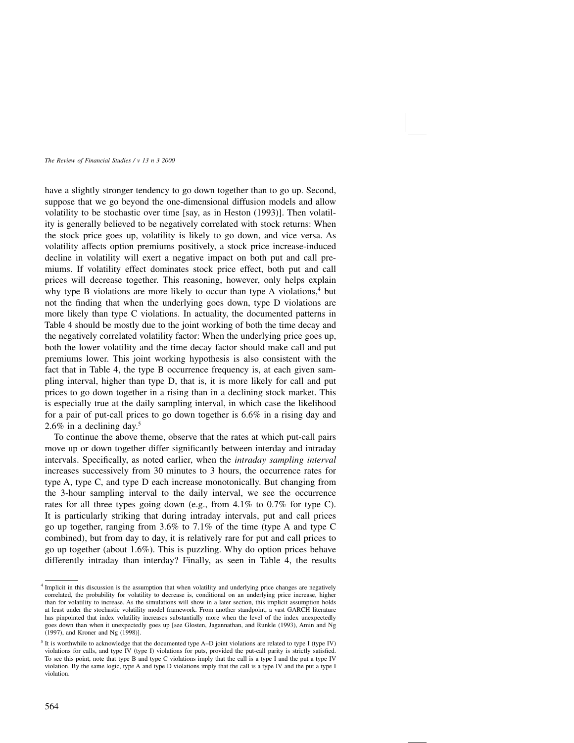have a slightly stronger tendency to go down together than to go up. Second, suppose that we go beyond the one-dimensional diffusion models and allow volatility to be stochastic over time [say, as in Heston (1993)]. Then volatility is generally believed to be negatively correlated with stock returns: When the stock price goes up, volatility is likely to go down, and vice versa. As volatility affects option premiums positively, a stock price increase-induced decline in volatility will exert a negative impact on both put and call premiums. If volatility effect dominates stock price effect, both put and call prices will decrease together. This reasoning, however, only helps explain why type B violations are more likely to occur than type A violations,[4] but not the finding that when the underlying goes down, type D violations are more likely than type C violations. In actuality, the documented patterns in Table 4 should be mostly due to the joint working of both the time decay and the negatively correlated volatility factor: When the underlying price goes up, both the lower volatility and the time decay factor should make call and put premiums lower. This joint working hypothesis is also consistent with the fact that in Table 4, the type B occurrence frequency is, at each given sampling interval, higher than type D, that is, it is more likely for call and put prices to go down together in a rising than in a declining stock market. This is especially true at the daily sampling interval, in which case the likelihood for a pair of put-call prices to go down together is 6.6% in a rising day and 2.6% in a declining day.[5]

To continue the above theme, observe that the rates at which put-call pairs move up or down together differ significantly between interday and intraday intervals. Specifically, as noted earlier, when the *intraday sampling interval* increases successively from 30 minutes to 3 hours, the occurrence rates for type A, type C, and type D each increase monotonically. But changing from the 3-hour sampling interval to the daily interval, we see the occurrence rates for all three types going down (e.g., from 4.1% to 0.7% for type C). It is particularly striking that during intraday intervals, put and call prices go up together, ranging from 3.6% to 7.1% of the time (type A and type C combined), but from day to day, it is relatively rare for put and call prices to go up together (about 1.6%). This is puzzling. Why do option prices behave differently intraday than interday? Finally, as seen in Table 4, the results

[4] Implicit in this discussion is the assumption that when volatility and underlying price changes are negatively correlated, the probability for volatility to decrease is, conditional on an underlying price increase, higher than for volatility to increase. As the simulations will show in a later section, this implicit assumption holds at least under the stochastic volatility model framework. From another standpoint, a vast GARCH literature has pinpointed that index volatility increases substantially more when the level of the index unexpectedly goes down than when it unexpectedly goes up [see Glosten, Jagannathan, and Runkle (1993), Amin and Ng (1997), and Kroner and Ng (1998)].

[5] It is worthwhile to acknowledge that the documented type A–D joint violations are related to type I (type IV) violations for calls, and type IV (type I) violations for puts, provided the put-call parity is strictly satisfied. To see this point, note that type B and type C violations imply that the call is a type I and the put a type IV violation. By the same logic, type A and type D violations imply that the call is a type IV and the put a type I violation.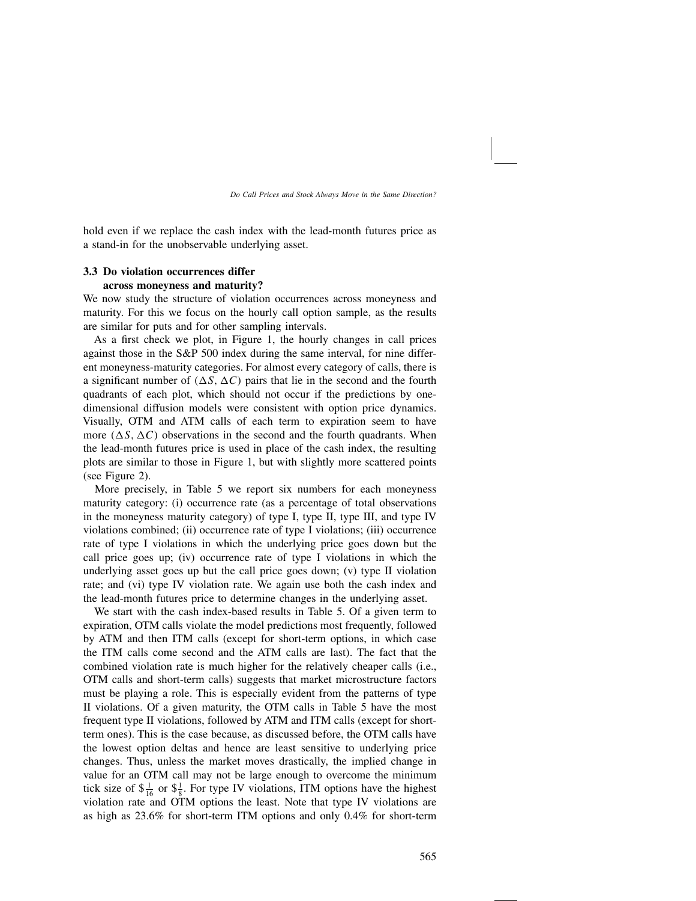hold even if we replace the cash index with the lead-month futures price as a stand-in for the unobservable underlying asset.

### 3.3 Do violation occurrences differ across moneyness and maturity?

We now study the structure of violation occurrences across moneyness and maturity. For this we focus on the hourly call option sample, as the results are similar for puts and for other sampling intervals.

As a first check we plot, in Figure 1, the hourly changes in call prices against those in the S&P 500 index during the same interval, for nine different moneyness-maturity categories. For almost every category of calls, there is a significant number of $(\Delta S, \Delta C)$ pairs that lie in the second and the fourth quadrants of each plot, which should not occur if the predictions by one-dimensional diffusion models were consistent with option price dynamics. Visually, OTM and ATM calls of each term to expiration seem to have more $(\Delta S, \Delta C)$ observations in the second and the fourth quadrants. When the lead-month futures price is used in place of the cash index, the resulting plots are similar to those in Figure 1, but with slightly more scattered points (see Figure 2).

More precisely, in Table 5 we report six numbers for each moneyness maturity category: (i) occurrence rate (as a percentage of total observations in the moneyness maturity category) of type I, type II, type III, and type IV violations combined; (ii) occurrence rate of type I violations; (iii) occurrence rate of type I violations in which the underlying price goes down but the call price goes up; (iv) occurrence rate of type I violations in which the underlying asset goes up but the call price goes down; (v) type II violation rate; and (vi) type IV violation rate. We again use both the cash index and the lead-month futures price to determine changes in the underlying asset.

We start with the cash index-based results in Table 5. Of a given term to expiration, OTM calls violate the model predictions most frequently, followed by ATM and then ITM calls (except for short-term options, in which case the ITM calls come second and the ATM calls are last). The fact that the combined violation rate is much higher for the relatively cheaper calls (i.e., OTM calls and short-term calls) suggests that market microstructure factors must be playing a role. This is especially evident from the patterns of type II violations. Of a given maturity, the OTM calls in Table 5 have the most frequent type II violations, followed by ATM and ITM calls (except for short-term ones). This is the case because, as discussed before, the OTM calls have the lowest option deltas and hence are least sensitive to underlying price changes. Thus, unless the market moves drastically, the implied change in value for an OTM call may not be large enough to overcome the minimum tick size of $\$\frac{1}{16}$ or $\$\frac{1}{8}$. For type IV violations, ITM options have the highest violation rate and OTM options the least. Note that type IV violations are as high as 23.6% for short-term ITM options and only 0.4% for short-term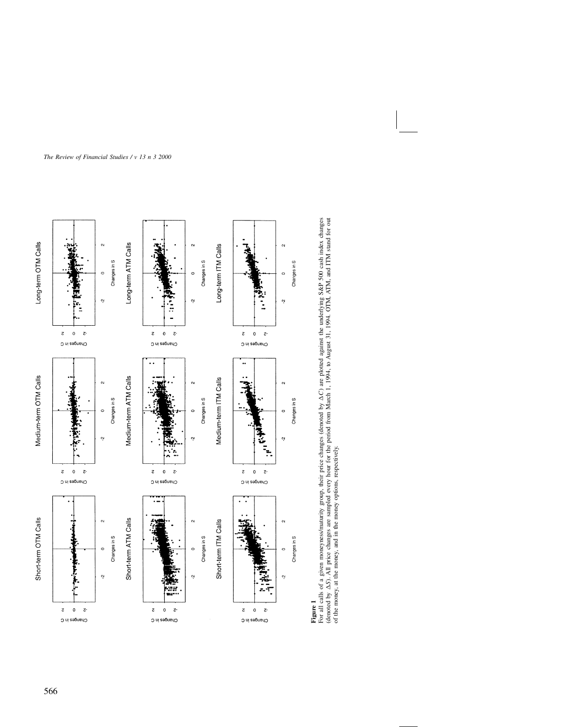**Figure 1**
For all calls of a given moneyness/maturity group, their price changes (denoted by $\Delta C$) are plotted against the underlying S&P 500 cash index changes (denoted by $\Delta S$). All price changes are sampled every hour for the period from March 1, 1994, to August 31, 1994. OTM, ATM, and ITM stand for out of the money, at the money, and in the money options, respectively.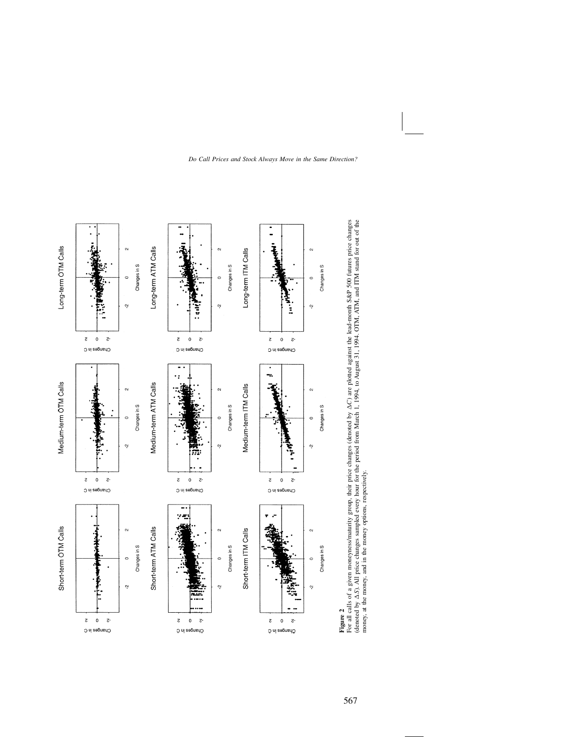**Figure 2**
For all calls of a given moneyness/maturity group, their price changes (denoted by $\Delta C$) are plotted against the lead-month S&P 500 futures price changes (denoted by $\Delta S$). All price changes sampled every hour for the period from March 1, 1994, to August 31, 1994. OTM, ATM, and ITM stand for out of the money, at the money, and in the money options, respectively.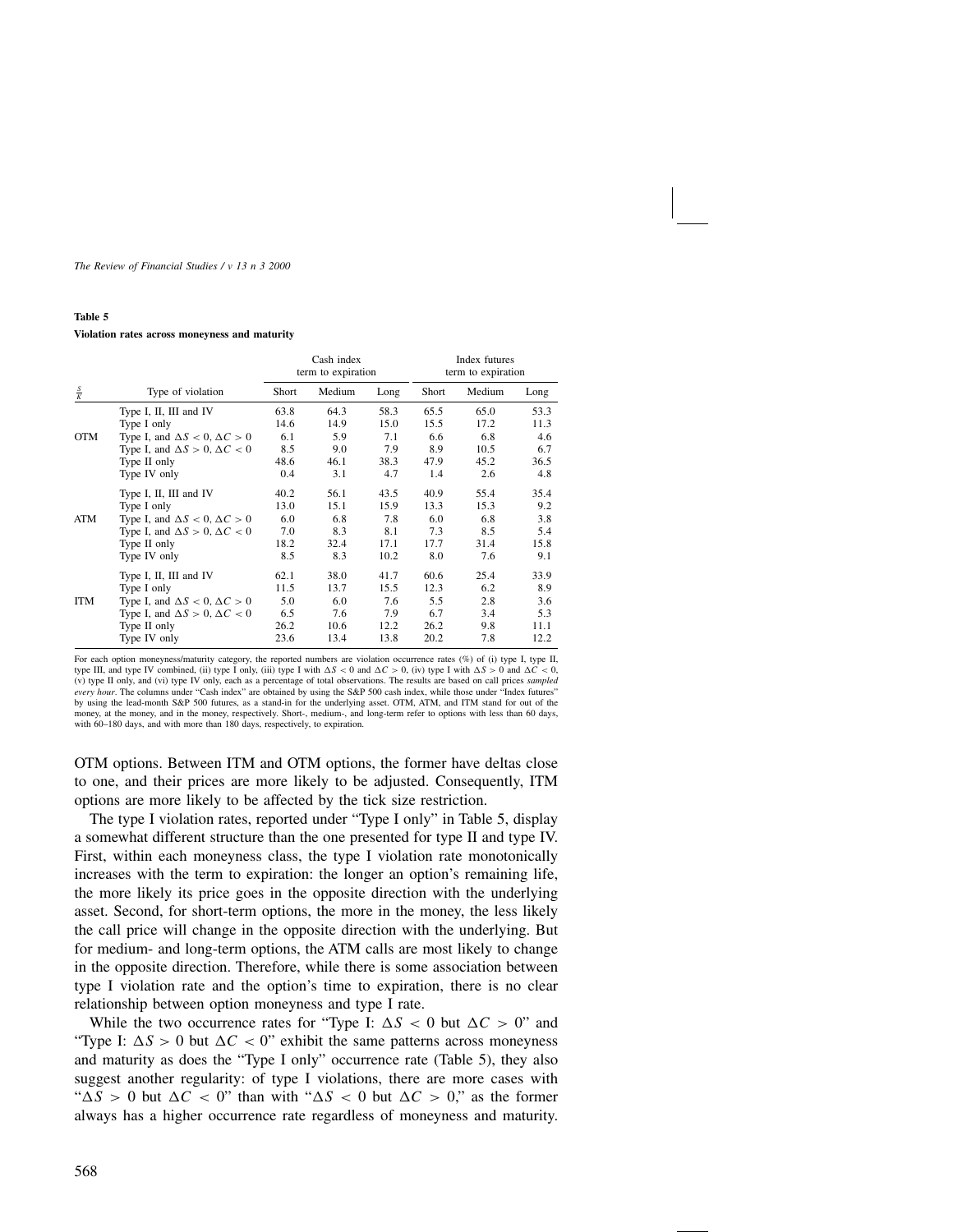**Table 5**

**Violation rates across moneyness and maturity**

| $\frac{S}{K}$ | Type of violation | Cash index term to expiration | | | Index futures term to expiration | | |
|---|---|---|---|---|---|---|---|
| | | Short | Medium | Long | Short | Medium | Long |
| OTM | Type I, II, III and IV | 63.8 | 64.3 | 58.3 | 65.5 | 65.0 | 53.3 |
| | Type I only | 14.6 | 14.9 | 15.0 | 15.5 | 17.2 | 11.3 |
| | Type I, and $\Delta S < 0, \Delta C > 0$ | 6.1 | 5.9 | 7.1 | 6.6 | 6.8 | 4.6 |
| | Type I, and $\Delta S > 0, \Delta C < 0$ | 8.5 | 9.0 | 7.9 | 8.9 | 10.5 | 6.7 |
| | Type II only | 48.6 | 46.1 | 38.3 | 47.9 | 45.2 | 36.5 |
| | Type IV only | 0.4 | 3.1 | 4.7 | 1.4 | 2.6 | 4.8 |
| ATM | Type I, II, III and IV | 40.2 | 56.1 | 43.5 | 40.9 | 55.4 | 35.4 |
| | Type I only | 13.0 | 15.1 | 15.9 | 13.3 | 15.3 | 9.2 |
| | Type I, and $\Delta S < 0, \Delta C > 0$ | 6.0 | 6.8 | 7.8 | 6.0 | 6.8 | 3.8 |
| | Type I, and $\Delta S > 0, \Delta C < 0$ | 7.0 | 8.3 | 8.1 | 7.3 | 8.5 | 5.4 |
| | Type II only | 18.2 | 32.4 | 17.1 | 17.7 | 31.4 | 15.8 |
| | Type IV only | 8.5 | 8.3 | 10.2 | 8.0 | 7.6 | 9.1 |
| ITM | Type I, II, III and IV | 62.1 | 38.0 | 41.7 | 60.6 | 25.4 | 33.9 |
| | Type I only | 11.5 | 13.7 | 15.5 | 12.3 | 6.2 | 8.9 |
| | Type I, and $\Delta S < 0, \Delta C > 0$ | 5.0 | 6.0 | 7.6 | 5.5 | 2.8 | 3.6 |
| | Type I, and $\Delta S > 0, \Delta C < 0$ | 6.5 | 7.6 | 7.9 | 6.7 | 3.4 | 5.3 |
| | Type II only | 26.2 | 10.6 | 12.2 | 26.2 | 9.8 | 11.1 |
| | Type IV only | 23.6 | 13.4 | 13.8 | 20.2 | 7.8 | 12.2 |

For each option moneyness/maturity category, the reported numbers are violation occurrence rates (%) of (i) type I, type II, type III, and type IV combined, (ii) type I only, (iii) type I with $\Delta S < 0$ and $\Delta C > 0$, (iv) type I with $\Delta S > 0$ and $\Delta C < 0$, (v) type II only, and (vi) type IV only, each as a percentage of total observations. The results are based on call prices *sampled every hour*. The columns under "Cash index" are obtained by using the S&P 500 cash index, while those under "Index futures" by using the lead-month S&P 500 futures, as a stand-in for the underlying asset. OTM, ATM, and ITM stand for out of the money, at the money, and in the money, respectively. Short-, medium-, and long-term refer to options with less than 60 days, with 60–180 days, and with more than 180 days, respectively, to expiration.

OTM options. Between ITM and OTM options, the former have deltas close to one, and their prices are more likely to be adjusted. Consequently, ITM options are more likely to be affected by the tick size restriction.

The type I violation rates, reported under "Type I only" in Table 5, display a somewhat different structure than the one presented for type II and type IV. First, within each moneyness class, the type I violation rate monotonically increases with the term to expiration: the longer an option's remaining life, the more likely its price goes in the opposite direction with the underlying asset. Second, for short-term options, the more in the money, the less likely the call price will change in the opposite direction with the underlying. But for medium- and long-term options, the ATM calls are most likely to change in the opposite direction. Therefore, while there is some association between type I violation rate and the option's time to expiration, there is no clear relationship between option moneyness and type I rate.

While the two occurrence rates for "Type I: $\Delta S < 0$ but $\Delta C > 0$" and "Type I: $\Delta S > 0$ but $\Delta C < 0$" exhibit the same patterns across moneyness and maturity as does the "Type I only" occurrence rate (Table 5), they also suggest another regularity: of type I violations, there are more cases with "$\Delta S > 0$ but $\Delta C < 0$" than with "$\Delta S < 0$ but $\Delta C > 0$," as the former always has a higher occurrence rate regardless of moneyness and maturity.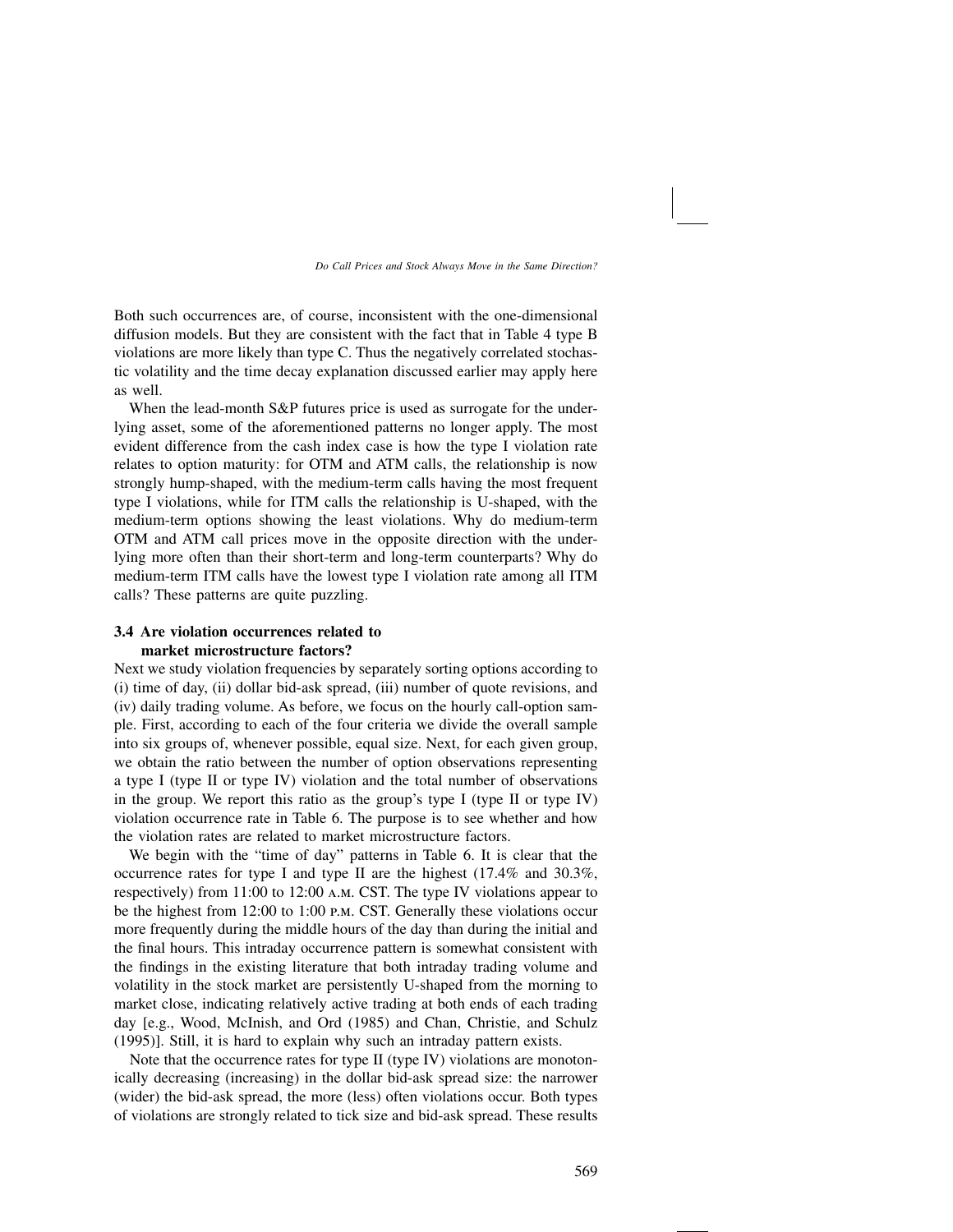Both such occurrences are, of course, inconsistent with the one-dimensional diffusion models. But they are consistent with the fact that in Table 4 type B violations are more likely than type C. Thus the negatively correlated stochastic volatility and the time decay explanation discussed earlier may apply here as well.

When the lead-month S&P futures price is used as surrogate for the underlying asset, some of the aforementioned patterns no longer apply. The most evident difference from the cash index case is how the type I violation rate relates to option maturity: for OTM and ATM calls, the relationship is now strongly hump-shaped, with the medium-term calls having the most frequent type I violations, while for ITM calls the relationship is U-shaped, with the medium-term options showing the least violations. Why do medium-term OTM and ATM call prices move in the opposite direction with the underlying more often than their short-term and long-term counterparts? Why do medium-term ITM calls have the lowest type I violation rate among all ITM calls? These patterns are quite puzzling.

### 3.4 Are violation occurrences related to market microstructure factors?

Next we study violation frequencies by separately sorting options according to (i) time of day, (ii) dollar bid-ask spread, (iii) number of quote revisions, and (iv) daily trading volume. As before, we focus on the hourly call-option sample. First, according to each of the four criteria we divide the overall sample into six groups of, whenever possible, equal size. Next, for each given group, we obtain the ratio between the number of option observations representing a type I (type II or type IV) violation and the total number of observations in the group. We report this ratio as the group's type I (type II or type IV) violation occurrence rate in Table 6. The purpose is to see whether and how the violation rates are related to market microstructure factors.

We begin with the "time of day" patterns in Table 6. It is clear that the occurrence rates for type I and type II are the highest (17.4% and 30.3%, respectively) from 11:00 to 12:00 A.M. CST. The type IV violations appear to be the highest from 12:00 to 1:00 P.M. CST. Generally these violations occur more frequently during the middle hours of the day than during the initial and the final hours. This intraday occurrence pattern is somewhat consistent with the findings in the existing literature that both intraday trading volume and volatility in the stock market are persistently U-shaped from the morning to market close, indicating relatively active trading at both ends of each trading day [e.g., Wood, McInish, and Ord (1985) and Chan, Christie, and Schulz (1995)]. Still, it is hard to explain why such an intraday pattern exists.

Note that the occurrence rates for type II (type IV) violations are monotonically decreasing (increasing) in the dollar bid-ask spread size: the narrower (wider) the bid-ask spread, the more (less) often violations occur. Both types of violations are strongly related to tick size and bid-ask spread. These results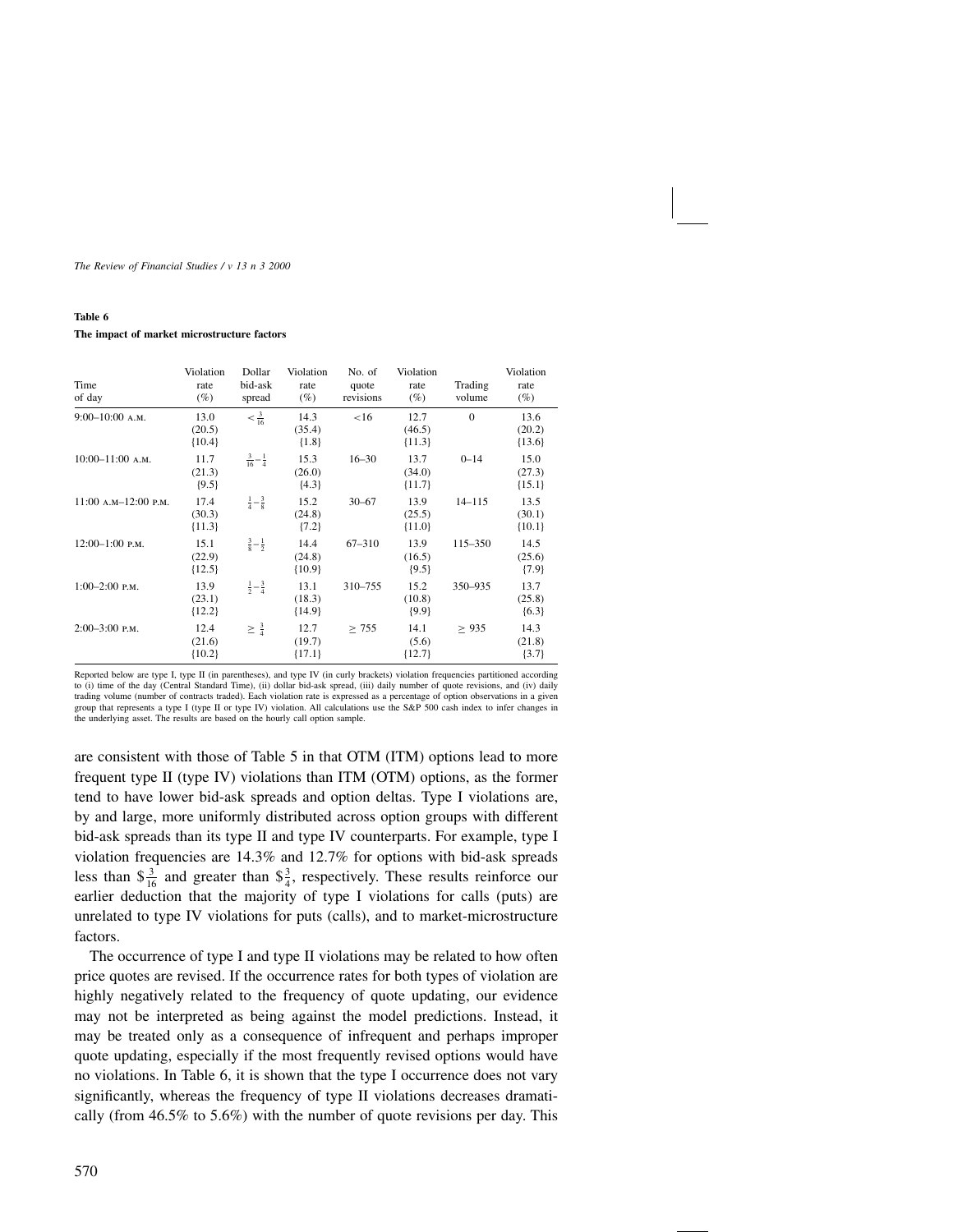**Table 6**

**The impact of market microstructure factors**

| Time of day | Violation rate (%) | Dollar bid-ask spread | Violation rate (%) | No. of quote revisions | Violation rate (%) | Trading volume | Violation rate (%) |
|---|---|---|---|---|---|---|---|
| 9:00–10:00 A.M. | 13.0 (20.5) {10.4} | $< \frac{3}{16}$ | 14.3 (35.4) {1.8} | <16 | 12.7 (46.5) {11.3} | 0 | 13.6 (20.2) {13.6} |
| 10:00–11:00 A.M. | 11.7 (21.3) {9.5} | $\frac{3}{16}-\frac{1}{4}$ | 15.3 (26.0) {4.3} | 16–30 | 13.7 (34.0) {11.7} | 0–14 | 15.0 (27.3) {15.1} |
| 11:00 A.M–12:00 P.M. | 17.4 (30.3) {11.3} | $\frac{1}{4}-\frac{3}{8}$ | 15.2 (24.8) {7.2} | 30–67 | 13.9 (25.5) {11.0} | 14–115 | 13.5 (30.1) {10.1} |
| 12:00–1:00 P.M. | 15.1 (22.9) {12.5} | $\frac{3}{8}-\frac{1}{2}$ | 14.4 (24.8) {10.9} | 67–310 | 13.9 (16.5) {9.5} | 115–350 | 14.5 (25.6) {7.9} |
| 1:00–2:00 P.M. | 13.9 (23.1) {12.2} | $\frac{1}{2}-\frac{3}{4}$ | 13.1 (18.3) {14.9} | 310–755 | 15.2 (10.8) {9.9} | 350–935 | 13.7 (25.8) {6.3} |
| 2:00–3:00 P.M. | 12.4 (21.6) {10.2} | $\geq \frac{3}{4}$ | 12.7 (19.7) {17.1} | $\geq$ 755 | 14.1 (5.6) {12.7} | $\geq$ 935 | 14.3 (21.8) {3.7} |

Reported below are type I, type II (in parentheses), and type IV (in curly brackets) violation frequencies partitioned according to (i) time of the day (Central Standard Time), (ii) dollar bid-ask spread, (iii) daily number of quote revisions, and (iv) daily trading volume (number of contracts traded). Each violation rate is expressed as a percentage of option observations in a given group that represents a type I (type II or type IV) violation. All calculations use the S&P 500 cash index to infer changes in the underlying asset. The results are based on the hourly call option sample.

are consistent with those of Table 5 in that OTM (ITM) options lead to more frequent type II (type IV) violations than ITM (OTM) options, as the former tend to have lower bid-ask spreads and option deltas. Type I violations are, by and large, more uniformly distributed across option groups with different bid-ask spreads than its type II and type IV counterparts. For example, type I violation frequencies are 14.3% and 12.7% for options with bid-ask spreads less than $\$\frac{3}{16}$ and greater than $\$\frac{3}{4}$, respectively. These results reinforce our earlier deduction that the majority of type I violations for calls (puts) are unrelated to type IV violations for puts (calls), and to market-microstructure factors.

The occurrence of type I and type II violations may be related to how often price quotes are revised. If the occurrence rates for both types of violation are highly negatively related to the frequency of quote updating, our evidence may not be interpreted as being against the model predictions. Instead, it may be treated only as a consequence of infrequent and perhaps improper quote updating, especially if the most frequently revised options would have no violations. In Table 6, it is shown that the type I occurrence does not vary significantly, whereas the frequency of type II violations decreases dramatically (from 46.5% to 5.6%) with the number of quote revisions per day. This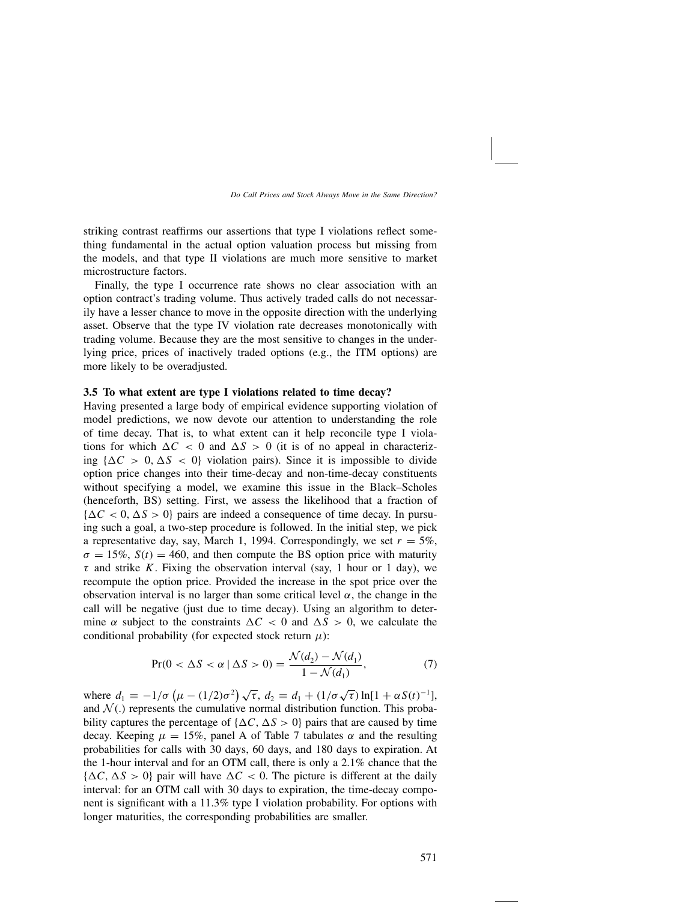striking contrast reaffirms our assertions that type I violations reflect something fundamental in the actual option valuation process but missing from the models, and that type II violations are much more sensitive to market microstructure factors.

Finally, the type I occurrence rate shows no clear association with an option contract's trading volume. Thus actively traded calls do not necessarily have a lesser chance to move in the opposite direction with the underlying asset. Observe that the type IV violation rate decreases monotonically with trading volume. Because they are the most sensitive to changes in the underlying price, prices of inactively traded options (e.g., the ITM options) are more likely to be overadjusted.

### 3.5 To what extent are type I violations related to time decay?

Having presented a large body of empirical evidence supporting violation of model predictions, we now devote our attention to understanding the role of time decay. That is, to what extent can it help reconcile type I violations for which $\Delta C < 0$ and $\Delta S > 0$ (it is of no appeal in characterizing $\{\Delta C > 0, \Delta S < 0\}$ violation pairs). Since it is impossible to divide option price changes into their time-decay and non-time-decay constituents without specifying a model, we examine this issue in the Black–Scholes (henceforth, BS) setting. First, we assess the likelihood that a fraction of $\{\Delta C < 0, \Delta S > 0\}$ pairs are indeed a consequence of time decay. In pursuing such a goal, a two-step procedure is followed. In the initial step, we pick a representative day, say, March 1, 1994. Correspondingly, we set $r = 5\%$, $\sigma = 15\%$, $S(t) = 460$, and then compute the BS option price with maturity $\tau$ and strike $K$. Fixing the observation interval (say, 1 hour or 1 day), we recompute the option price. Provided the increase in the spot price over the observation interval is no larger than some critical level $\alpha$, the change in the call will be negative (just due to time decay). Using an algorithm to determine $\alpha$ subject to the constraints $\Delta C < 0$ and $\Delta S > 0$, we calculate the conditional probability (for expected stock return $\mu$):

$$\Pr(0 < \Delta S < \alpha \mid \Delta S > 0) = \frac{\mathcal{N}(d_2) - \mathcal{N}(d_1)}{1 - \mathcal{N}(d_1)}, \tag{7}$$

where $d_1 \equiv -1/\sigma \left(\mu - (1/2)\sigma^2\right)\sqrt{\tau}$, $d_2 \equiv d_1 + (1/\sigma\sqrt{\tau}) \ln[1 + \alpha S(t)^{-1}]$, and $\mathcal{N}(.)$ represents the cumulative normal distribution function. This probability captures the percentage of $\{\Delta C, \Delta S > 0\}$ pairs that are caused by time decay. Keeping $\mu = 15\%$, panel A of Table 7 tabulates $\alpha$ and the resulting probabilities for calls with 30 days, 60 days, and 180 days to expiration. At the 1-hour interval and for an OTM call, there is only a 2.1% chance that the $\{\Delta C, \Delta S > 0\}$ pair will have $\Delta C < 0$. The picture is different at the daily interval: for an OTM call with 30 days to expiration, the time-decay component is significant with a 11.3% type I violation probability. For options with longer maturities, the corresponding probabilities are smaller.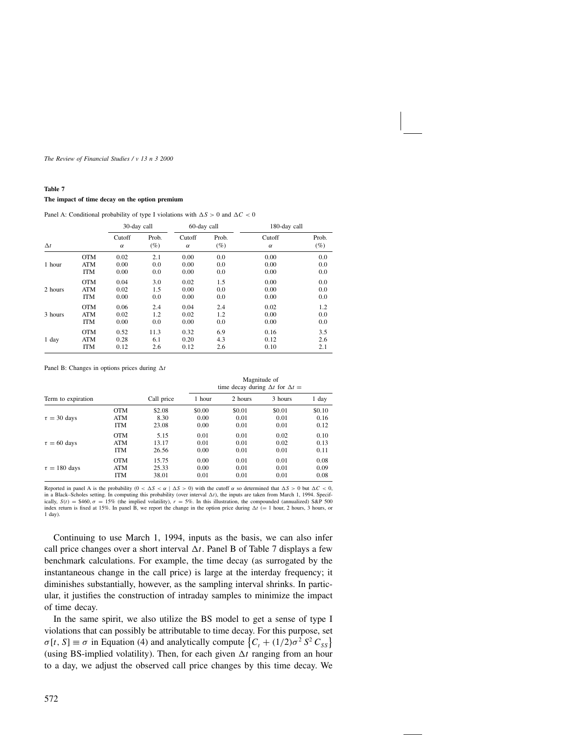**Table 7**

**The impact of time decay on the option premium**

Panel A: Conditional probability of type I violations with $\Delta S > 0$ and $\Delta C < 0$

| | | 30-day call | | 60-day call | | 180-day call | |
|---|---|---|---|---|---|---|---|
| $\Delta t$ | | Cutoff $\alpha$ | Prob. (%) | Cutoff $\alpha$ | Prob. (%) | Cutoff $\alpha$ | Prob. (%) |
| | OTM | 0.02 | 2.1 | 0.00 | 0.0 | 0.00 | 0.0 |
| 1 hour | ATM | 0.00 | 0.0 | 0.00 | 0.0 | 0.00 | 0.0 |
| | ITM | 0.00 | 0.0 | 0.00 | 0.0 | 0.00 | 0.0 |
| | OTM | 0.04 | 3.0 | 0.02 | 1.5 | 0.00 | 0.0 |
| 2 hours | ATM | 0.02 | 1.5 | 0.00 | 0.0 | 0.00 | 0.0 |
| | ITM | 0.00 | 0.0 | 0.00 | 0.0 | 0.00 | 0.0 |
| | OTM | 0.06 | 2.4 | 0.04 | 2.4 | 0.02 | 1.2 |
| 3 hours | ATM | 0.02 | 1.2 | 0.02 | 1.2 | 0.00 | 0.0 |
| | ITM | 0.00 | 0.0 | 0.00 | 0.0 | 0.00 | 0.0 |
| | OTM | 0.52 | 11.3 | 0.32 | 6.9 | 0.16 | 3.5 |
| 1 day | ATM | 0.28 | 6.1 | 0.20 | 4.3 | 0.12 | 2.6 |
| | ITM | 0.12 | 2.6 | 0.12 | 2.6 | 0.10 | 2.1 |

Panel B: Changes in options prices during $\Delta t$

| | | | Magnitude of time decay during $\Delta t$ for $\Delta t =$ | | | |
|---|---|---|---|---|---|---|
| Term to expiration | | Call price | 1 hour | 2 hours | 3 hours | 1 day |
| | OTM | \$2.08 | \$0.00 | \$0.01 | \$0.01 | \$0.10 |
| $\tau = 30$ days | ATM | 8.30 | 0.00 | 0.01 | 0.01 | 0.16 |
| | ITM | 23.08 | 0.00 | 0.01 | 0.01 | 0.12 |
| | OTM | 5.15 | 0.01 | 0.01 | 0.02 | 0.10 |
| $\tau = 60$ days | ATM | 13.17 | 0.01 | 0.01 | 0.02 | 0.13 |
| | ITM | 26.56 | 0.00 | 0.01 | 0.01 | 0.11 |
| | OTM | 15.75 | 0.00 | 0.01 | 0.01 | 0.08 |
| $\tau = 180$ days | ATM | 25.33 | 0.00 | 0.01 | 0.01 | 0.09 |
| | ITM | 38.01 | 0.01 | 0.01 | 0.01 | 0.08 |

Reported in panel A is the probability $(0 < \Delta S < \alpha \mid \Delta S > 0)$ with the cutoff $\alpha$ so determined that $\Delta S > 0$ but $\Delta C < 0$, in a Black–Scholes setting. In computing this probability (over interval $\Delta t$), the inputs are taken from March 1, 1994. Specifically, $S(t) = \$460$, $\sigma = 15\%$ (the implied volatility), $r = 5\%$. In this illustration, the compounded (annualized) S&P 500 index return is fixed at 15%. In panel B, we report the change in the option price during $\Delta t$ (= 1 hour, 2 hours, 3 hours, or 1 day).

Continuing to use March 1, 1994, inputs as the basis, we can also infer call price changes over a short interval $\Delta t$. Panel B of Table 7 displays a few benchmark calculations. For example, the time decay (as surrogated by the instantaneous change in the call price) is large at the interday frequency; it diminishes substantially, however, as the sampling interval shrinks. In particular, it justifies the construction of intraday samples to minimize the impact of time decay.

In the same spirit, we also utilize the BS model to get a sense of type I violations that can possibly be attributable to time decay. For this purpose, set $\sigma[t, S] \equiv \sigma$ in Equation (4) and analytically compute $\left\{C_t + (1/2)\sigma^2 S^2 C_{SS}\right\}$ (using BS-implied volatility). Then, for each given $\Delta t$ ranging from an hour to a day, we adjust the observed call price changes by this time decay. We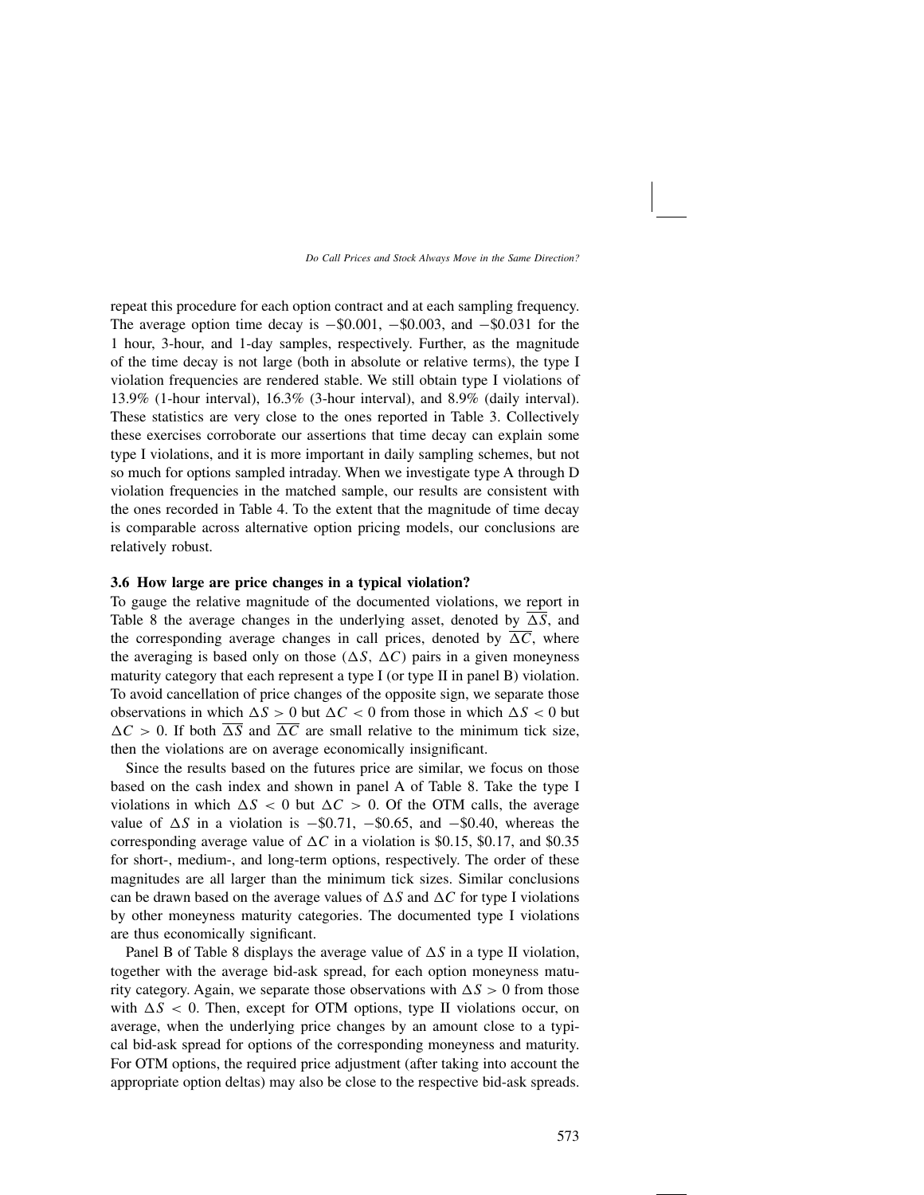repeat this procedure for each option contract and at each sampling frequency. The average option time decay is $-\$0.001$, $-\$0.003$, and $-\$0.031$ for the 1 hour, 3-hour, and 1-day samples, respectively. Further, as the magnitude of the time decay is not large (both in absolute or relative terms), the type I violation frequencies are rendered stable. We still obtain type I violations of 13.9% (1-hour interval), 16.3% (3-hour interval), and 8.9% (daily interval). These statistics are very close to the ones reported in Table 3. Collectively these exercises corroborate our assertions that time decay can explain some type I violations, and it is more important in daily sampling schemes, but not so much for options sampled intraday. When we investigate type A through D violation frequencies in the matched sample, our results are consistent with the ones recorded in Table 4. To the extent that the magnitude of time decay is comparable across alternative option pricing models, our conclusions are relatively robust.

### 3.6 How large are price changes in a typical violation?

To gauge the relative magnitude of the documented violations, we report in Table 8 the average changes in the underlying asset, denoted by $\overline{\Delta S}$, and the corresponding average changes in call prices, denoted by $\overline{\Delta C}$, where the averaging is based only on those ($\Delta S$, $\Delta C$) pairs in a given moneyness maturity category that each represent a type I (or type II in panel B) violation. To avoid cancellation of price changes of the opposite sign, we separate those observations in which $\Delta S > 0$ but $\Delta C < 0$ from those in which $\Delta S < 0$ but $\Delta C > 0$. If both $\overline{\Delta S}$ and $\overline{\Delta C}$ are small relative to the minimum tick size, then the violations are on average economically insignificant.

Since the results based on the futures price are similar, we focus on those based on the cash index and shown in panel A of Table 8. Take the type I violations in which $\Delta S < 0$ but $\Delta C > 0$. Of the OTM calls, the average value of $\Delta S$ in a violation is $-\$0.71$, $-\$0.65$, and $-\$0.40$, whereas the corresponding average value of $\Delta C$ in a violation is \$0.15, \$0.17, and \$0.35 for short-, medium-, and long-term options, respectively. The order of these magnitudes are all larger than the minimum tick sizes. Similar conclusions can be drawn based on the average values of $\Delta S$ and $\Delta C$ for type I violations by other moneyness maturity categories. The documented type I violations are thus economically significant.

Panel B of Table 8 displays the average value of $\Delta S$ in a type II violation, together with the average bid-ask spread, for each option moneyness maturity category. Again, we separate those observations with $\Delta S > 0$ from those with $\Delta S < 0$. Then, except for OTM options, type II violations occur, on average, when the underlying price changes by an amount close to a typical bid-ask spread for options of the corresponding moneyness and maturity. For OTM options, the required price adjustment (after taking into account the appropriate option deltas) may also be close to the respective bid-ask spreads.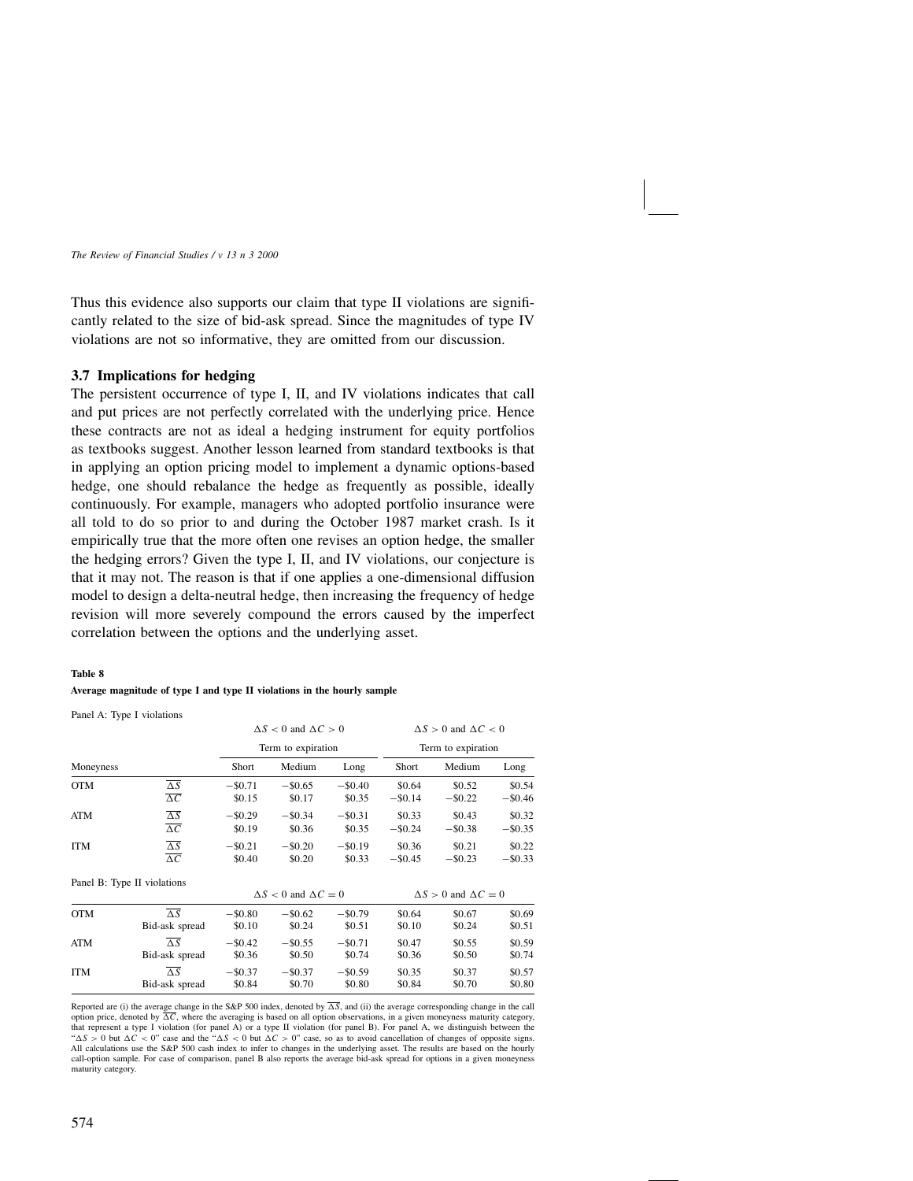Thus this evidence also supports our claim that type II violations are significantly related to the size of bid-ask spread. Since the magnitudes of type IV violations are not so informative, they are omitted from our discussion.

### 3.7 Implications for hedging

The persistent occurrence of type I, II, and IV violations indicates that call and put prices are not perfectly correlated with the underlying price. Hence these contracts are not as ideal a hedging instrument for equity portfolios as textbooks suggest. Another lesson learned from standard textbooks is that in applying an option pricing model to implement a dynamic options-based hedge, one should rebalance the hedge as frequently as possible, ideally continuously. For example, managers who adopted portfolio insurance were all told to do so prior to and during the October 1987 market crash. Is it empirically true that the more often one revises an option hedge, the smaller the hedging errors? Given the type I, II, and IV violations, our conjecture is that it may not. The reason is that if one applies a one-dimensional diffusion model to design a delta-neutral hedge, then increasing the frequency of hedge revision will more severely compound the errors caused by the imperfect correlation between the options and the underlying asset.

**Table 8**

**Average magnitude of type I and type II violations in the hourly sample**

Panel A: Type I violations

| | | $\Delta S < 0$ and $\Delta C > 0$ | | | $\Delta S > 0$ and $\Delta C < 0$ | | |
|---|---|---|---|---|---|---|---|
| | | Term to expiration | | | Term to expiration | | |
| Moneyness | | Short | Medium | Long | Short | Medium | Long |
| OTM | $\overline{\Delta S}$ | −\$0.71 | −\$0.65 | −\$0.40 | \$0.64 | \$0.52 | \$0.54 |
| | $\overline{\Delta C}$ | \$0.15 | \$0.17 | \$0.35 | −\$0.14 | −\$0.22 | −\$0.46 |
| ATM | $\overline{\Delta S}$ | −\$0.29 | −\$0.34 | −\$0.31 | \$0.33 | \$0.43 | \$0.32 |
| | $\overline{\Delta C}$ | \$0.19 | \$0.36 | \$0.35 | −\$0.24 | −\$0.38 | −\$0.35 |
| ITM | $\overline{\Delta S}$ | −\$0.21 | −\$0.20 | −\$0.19 | \$0.36 | \$0.21 | \$0.22 |
| | $\overline{\Delta C}$ | \$0.40 | \$0.20 | \$0.33 | −\$0.45 | −\$0.23 | −\$0.33 |

Panel B: Type II violations

| | | $\Delta S < 0$ and $\Delta C = 0$ | | | $\Delta S > 0$ and $\Delta C = 0$ | | |
|---|---|---|---|---|---|---|---|
| OTM | $\overline{\Delta S}$ | −\$0.80 | −\$0.62 | −\$0.79 | \$0.64 | \$0.67 | \$0.69 |
| | Bid-ask spread | \$0.10 | \$0.24 | \$0.51 | \$0.10 | \$0.24 | \$0.51 |
| ATM | $\overline{\Delta S}$ | −\$0.42 | −\$0.55 | −\$0.71 | \$0.47 | \$0.55 | \$0.59 |
| | Bid-ask spread | \$0.36 | \$0.50 | \$0.74 | \$0.36 | \$0.50 | \$0.74 |
| ITM | $\overline{\Delta S}$ | −\$0.37 | −\$0.37 | −\$0.59 | \$0.35 | \$0.37 | \$0.57 |
| | Bid-ask spread | \$0.84 | \$0.70 | \$0.80 | \$0.84 | \$0.70 | \$0.80 |

Reported are (i) the average change in the S&P 500 index, denoted by $\overline{\Delta S}$, and (ii) the average corresponding change in the call option price, denoted by $\overline{\Delta C}$, where the averaging is based on all option observations, in a given moneyness maturity category, that represent a type I violation (for panel A) or a type II violation (for panel B). For panel A, we distinguish between the "$\Delta S > 0$ but $\Delta C < 0$" case and the "$\Delta S < 0$ but $\Delta C > 0$" case, so as to avoid cancellation of changes of opposite signs. All calculations use the S&P 500 cash index to infer to changes in the underlying asset. The results are based on the hourly call-option sample. For case of comparison, panel B also reports the average bid-ask spread for options in a given moneyness maturity category.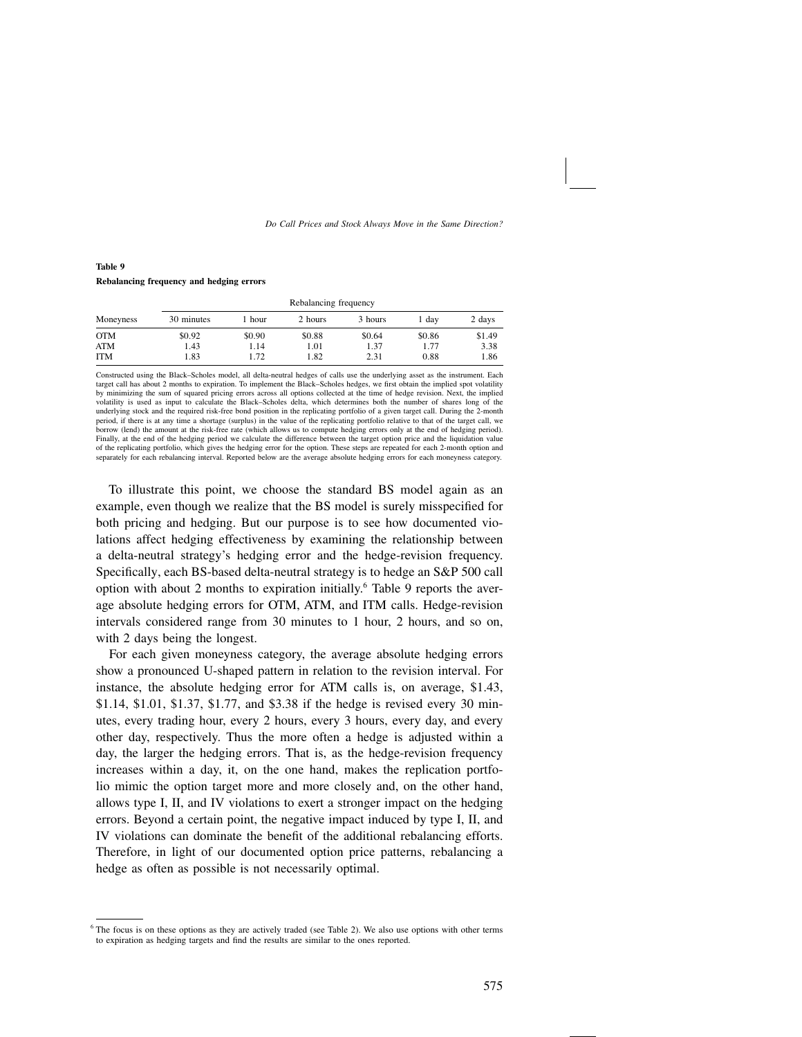**Table 9**
**Rebalancing frequency and hedging errors**

| Moneyness | Rebalancing frequency | | | | | |
|---|---|---|---|---|---|---|
| | 30 minutes | 1 hour | 2 hours | 3 hours | 1 day | 2 days |
| OTM | $0.92 | $0.90 | $0.88 | $0.64 | $0.86 | $1.49 |
| ATM | 1.43 | 1.14 | 1.01 | 1.37 | 1.77 | 3.38 |
| ITM | 1.83 | 1.72 | 1.82 | 2.31 | 0.88 | 1.86 |

Constructed using the Black–Scholes model, all delta-neutral hedges of calls use the underlying asset as the instrument. Each target call has about 2 months to expiration. To implement the Black–Scholes hedges, we first obtain the implied spot volatility by minimizing the sum of squared pricing errors across all options collected at the time of hedge revision. Next, the implied volatility is used as input to calculate the Black–Scholes delta, which determines both the number of shares long of the underlying stock and the required risk-free bond position in the replicating portfolio of a given target call. During the 2-month period, if there is at any time a shortage (surplus) in the value of the replicating portfolio relative to that of the target call, we borrow (lend) the amount at the risk-free rate (which allows us to compute hedging errors only at the end of hedging period). Finally, at the end of the hedging period we calculate the difference between the target option price and the liquidation value of the replicating portfolio, which gives the hedging error for the option. These steps are repeated for each 2-month option and separately for each rebalancing interval. Reported below are the average absolute hedging errors for each moneyness category.

To illustrate this point, we choose the standard BS model again as an example, even though we realize that the BS model is surely misspecified for both pricing and hedging. But our purpose is to see how documented violations affect hedging effectiveness by examining the relationship between a delta-neutral strategy's hedging error and the hedge-revision frequency. Specifically, each BS-based delta-neutral strategy is to hedge an S&P 500 call option with about 2 months to expiration initially.[6] Table 9 reports the average absolute hedging errors for OTM, ATM, and ITM calls. Hedge-revision intervals considered range from 30 minutes to 1 hour, 2 hours, and so on, with 2 days being the longest.

For each given moneyness category, the average absolute hedging errors show a pronounced U-shaped pattern in relation to the revision interval. For instance, the absolute hedging error for ATM calls is, on average, \$1.43, \$1.14, \$1.01, \$1.37, \$1.77, and \$3.38 if the hedge is revised every 30 minutes, every trading hour, every 2 hours, every 3 hours, every day, and every other day, respectively. Thus the more often a hedge is adjusted within a day, the larger the hedging errors. That is, as the hedge-revision frequency increases within a day, it, on the one hand, makes the replication portfolio mimic the option target more and more closely and, on the other hand, allows type I, II, and IV violations to exert a stronger impact on the hedging errors. Beyond a certain point, the negative impact induced by type I, II, and IV violations can dominate the benefit of the additional rebalancing efforts. Therefore, in light of our documented option price patterns, rebalancing a hedge as often as possible is not necessarily optimal.

[6] The focus is on these options as they are actively traded (see Table 2). We also use options with other terms to expiration as hedging targets and find the results are similar to the ones reported.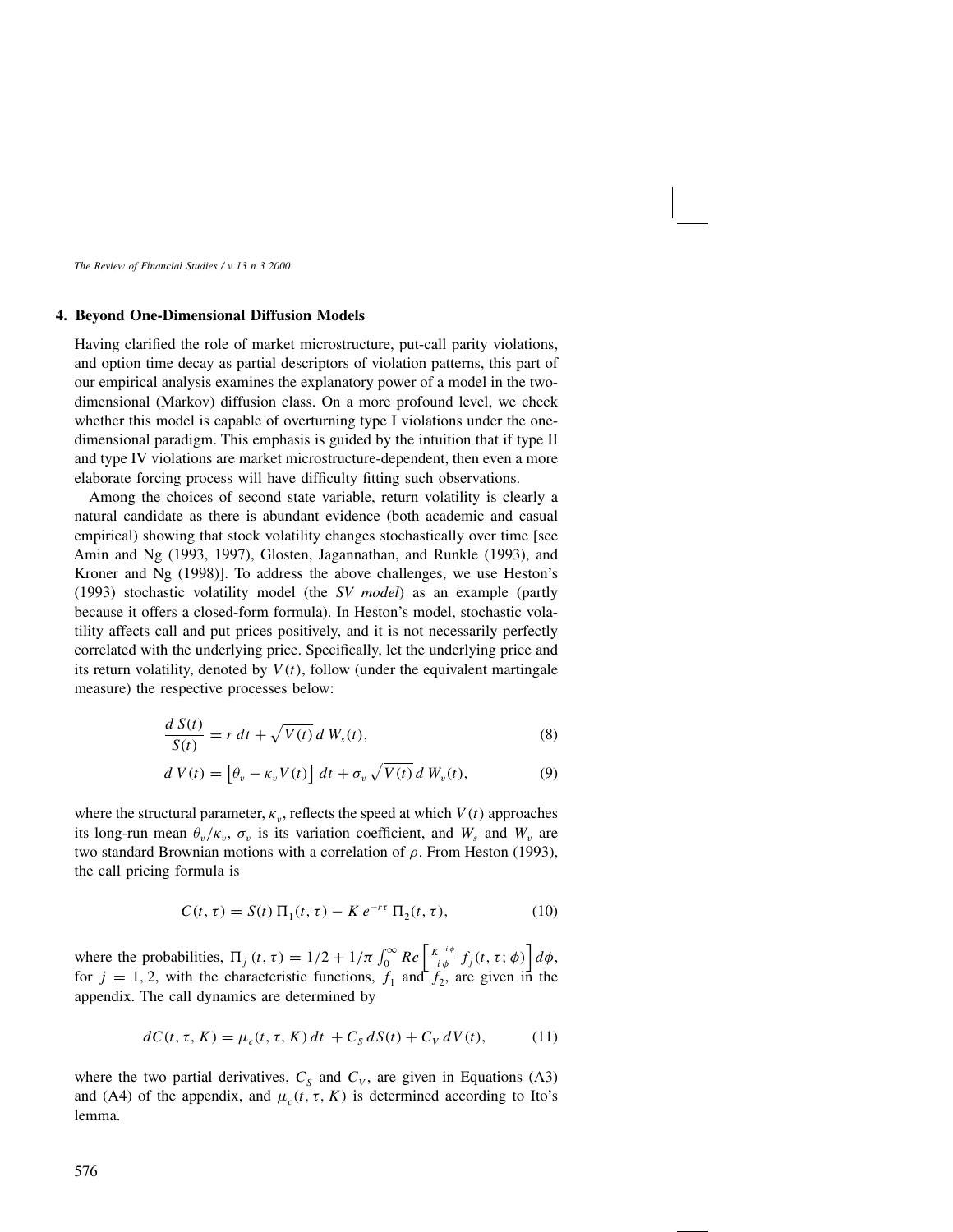## 4. Beyond One-Dimensional Diffusion Models

Having clarified the role of market microstructure, put-call parity violations, and option time decay as partial descriptors of violation patterns, this part of our empirical analysis examines the explanatory power of a model in the two-dimensional (Markov) diffusion class. On a more profound level, we check whether this model is capable of overturning type I violations under the one-dimensional paradigm. This emphasis is guided by the intuition that if type II and type IV violations are market microstructure-dependent, then even a more elaborate forcing process will have difficulty fitting such observations.

Among the choices of second state variable, return volatility is clearly a natural candidate as there is abundant evidence (both academic and casual empirical) showing that stock volatility changes stochastically over time [see Amin and Ng (1993, 1997), Glosten, Jagannathan, and Runkle (1993), and Kroner and Ng (1998)]. To address the above challenges, we use Heston's (1993) stochastic volatility model (the *SV model*) as an example (partly because it offers a closed-form formula). In Heston's model, stochastic volatility affects call and put prices positively, and it is not necessarily perfectly correlated with the underlying price. Specifically, let the underlying price and its return volatility, denoted by $V(t)$, follow (under the equivalent martingale measure) the respective processes below:

$$\frac{d\,S(t)}{S(t)} = r\,dt + \sqrt{V(t)}\,d\,W_s(t), \tag{8}$$

$$d\,V(t) = \left[\theta_v - \kappa_v V(t)\right]\,dt + \sigma_v\,\sqrt{V(t)}\,d\,W_v(t), \tag{9}$$

where the structural parameter, $\kappa_v$, reflects the speed at which $V(t)$ approaches its long-run mean $\theta_v/\kappa_v$, $\sigma_v$ is its variation coefficient, and $W_s$ and $W_v$ are two standard Brownian motions with a correlation of $\rho$. From Heston (1993), the call pricing formula is

$$C(t,\tau) = S(t)\,\Pi_1(t,\tau) - K\,e^{-r\tau}\,\Pi_2(t,\tau), \tag{10}$$

where the probabilities, $\Pi_j(t,\tau) = 1/2 + 1/\pi \int_0^\infty Re\left[\frac{K^{-i\phi}}{i\phi}\,f_j(t,\tau;\phi)\right]d\phi$, for $j = 1, 2$, with the characteristic functions, $f_1$ and $f_2$, are given in the appendix. The call dynamics are determined by

$$dC(t,\tau,K) = \mu_c(t,\tau,K)\,dt\; + C_S\,dS(t) + C_V\,dV(t), \tag{11}$$

where the two partial derivatives, $C_S$ and $C_V$, are given in Equations (A3) and (A4) of the appendix, and $\mu_c(t,\tau,K)$ is determined according to Ito's lemma.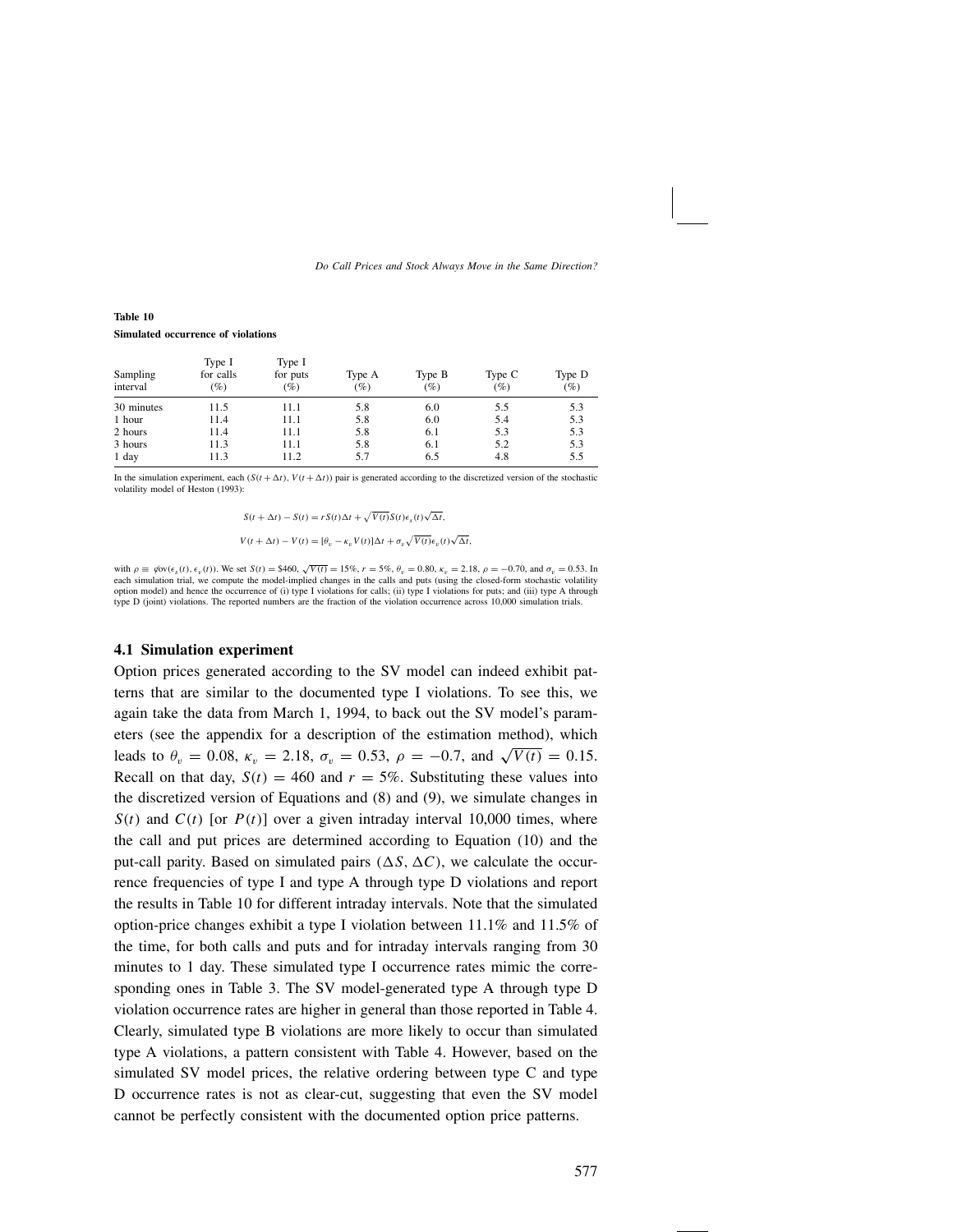**Table 10**

**Simulated occurrence of violations**

| Sampling interval | Type I for calls (%) | Type I for puts (%) | Type A (%) | Type B (%) | Type C (%) | Type D (%) |
|---|---|---|---|---|---|---|
| 30 minutes | 11.5 | 11.1 | 5.8 | 6.0 | 5.5 | 5.3 |
| 1 hour | 11.4 | 11.1 | 5.8 | 6.0 | 5.4 | 5.3 |
| 2 hours | 11.4 | 11.1 | 5.8 | 6.1 | 5.3 | 5.3 |
| 3 hours | 11.3 | 11.1 | 5.8 | 6.1 | 5.2 | 5.3 |
| 1 day | 11.3 | 11.2 | 5.7 | 6.5 | 4.8 | 5.5 |

In the simulation experiment, each $(S(t+\Delta t), V(t+\Delta t))$ pair is generated according to the discretized version of the stochastic volatility model of Heston (1993):

$$S(t+\Delta t) - S(t) = rS(t)\Delta t + \sqrt{V(t)}S(t)\epsilon_s(t)\sqrt{\Delta t},$$

$$V(t+\Delta t) - V(t) = [\theta_v - \kappa_v V(t)]\Delta t + \sigma_v\sqrt{V(t)}\epsilon_v(t)\sqrt{\Delta t},$$

with $\rho \equiv \mathcal{C}\text{ov}(\epsilon_s(t), \epsilon_v(t))$. We set $S(t) = \$460$, $\sqrt{V(t)} = 15\%$, $r = 5\%$, $\theta_v = 0.80$, $\kappa_v = 2.18$, $\rho = -0.70$, and $\sigma_v = 0.53$. In each simulation trial, we compute the model-implied changes in the calls and puts (using the closed-form stochastic volatility option model) and hence the occurrence of (i) type I violations for calls; (ii) type I violations for puts; and (iii) type A through type D (joint) violations. The reported numbers are the fraction of the violation occurrence across 10,000 simulation trials.

### 4.1 Simulation experiment

Option prices generated according to the SV model can indeed exhibit patterns that are similar to the documented type I violations. To see this, we again take the data from March 1, 1994, to back out the SV model's parameters (see the appendix for a description of the estimation method), which leads to $\theta_v = 0.08$, $\kappa_v = 2.18$, $\sigma_v = 0.53$, $\rho = -0.7$, and $\sqrt{V(t)} = 0.15$. Recall on that day, $S(t) = 460$ and $r = 5\%$. Substituting these values into the discretized version of Equations and (8) and (9), we simulate changes in $S(t)$ and $C(t)$ [or $P(t)$] over a given intraday interval 10,000 times, where the call and put prices are determined according to Equation (10) and the put-call parity. Based on simulated pairs $(\Delta S, \Delta C)$, we calculate the occurrence frequencies of type I and type A through type D violations and report the results in Table 10 for different intraday intervals. Note that the simulated option-price changes exhibit a type I violation between 11.1% and 11.5% of the time, for both calls and puts and for intraday intervals ranging from 30 minutes to 1 day. These simulated type I occurrence rates mimic the corresponding ones in Table 3. The SV model-generated type A through type D violation occurrence rates are higher in general than those reported in Table 4. Clearly, simulated type B violations are more likely to occur than simulated type A violations, a pattern consistent with Table 4. However, based on the simulated SV model prices, the relative ordering between type C and type D occurrence rates is not as clear-cut, suggesting that even the SV model cannot be perfectly consistent with the documented option price patterns.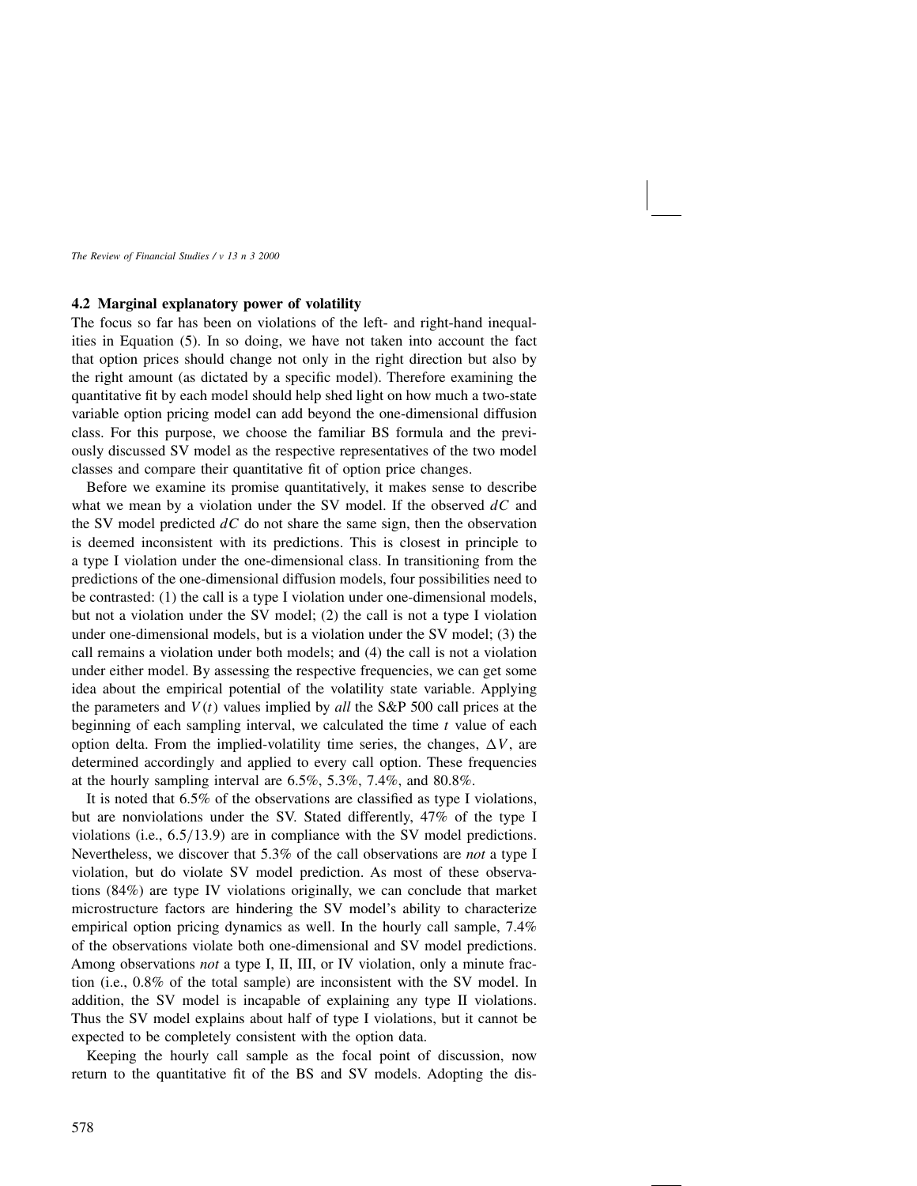### 4.2 Marginal explanatory power of volatility

The focus so far has been on violations of the left- and right-hand inequalities in Equation (5). In so doing, we have not taken into account the fact that option prices should change not only in the right direction but also by the right amount (as dictated by a specific model). Therefore examining the quantitative fit by each model should help shed light on how much a two-state variable option pricing model can add beyond the one-dimensional diffusion class. For this purpose, we choose the familiar BS formula and the previously discussed SV model as the respective representatives of the two model classes and compare their quantitative fit of option price changes.

Before we examine its promise quantitatively, it makes sense to describe what we mean by a violation under the SV model. If the observed $dC$ and the SV model predicted $dC$ do not share the same sign, then the observation is deemed inconsistent with its predictions. This is closest in principle to a type I violation under the one-dimensional class. In transitioning from the predictions of the one-dimensional diffusion models, four possibilities need to be contrasted: (1) the call is a type I violation under one-dimensional models, but not a violation under the SV model; (2) the call is not a type I violation under one-dimensional models, but is a violation under the SV model; (3) the call remains a violation under both models; and (4) the call is not a violation under either model. By assessing the respective frequencies, we can get some idea about the empirical potential of the volatility state variable. Applying the parameters and $V(t)$ values implied by *all* the S&P 500 call prices at the beginning of each sampling interval, we calculated the time $t$ value of each option delta. From the implied-volatility time series, the changes, $\Delta V$, are determined accordingly and applied to every call option. These frequencies at the hourly sampling interval are 6.5%, 5.3%, 7.4%, and 80.8%.

It is noted that 6.5% of the observations are classified as type I violations, but are nonviolations under the SV. Stated differently, 47% of the type I violations (i.e., 6.5/13.9) are in compliance with the SV model predictions. Nevertheless, we discover that 5.3% of the call observations are *not* a type I violation, but do violate SV model prediction. As most of these observations (84%) are type IV violations originally, we can conclude that market microstructure factors are hindering the SV model's ability to characterize empirical option pricing dynamics as well. In the hourly call sample, 7.4% of the observations violate both one-dimensional and SV model predictions. Among observations *not* a type I, II, III, or IV violation, only a minute fraction (i.e., 0.8% of the total sample) are inconsistent with the SV model. In addition, the SV model is incapable of explaining any type II violations. Thus the SV model explains about half of type I violations, but it cannot be expected to be completely consistent with the option data.

Keeping the hourly call sample as the focal point of discussion, now return to the quantitative fit of the BS and SV models. Adopting the dis-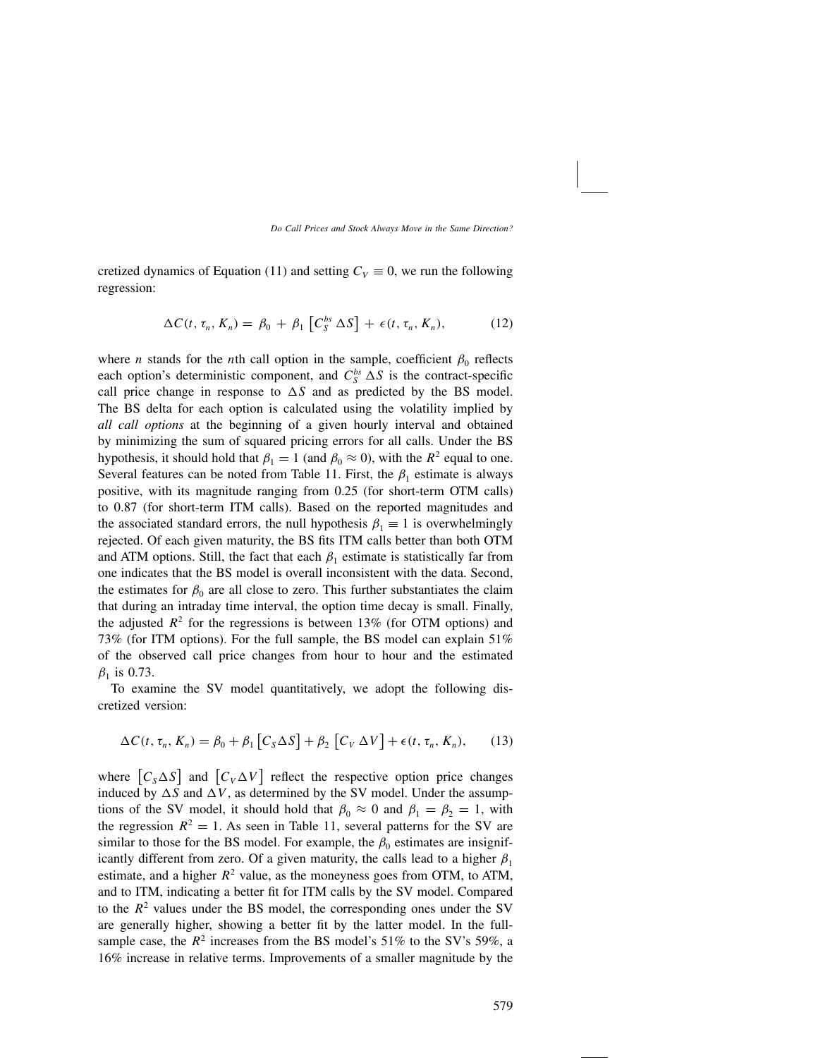cretized dynamics of Equation (11) and setting $C_V \equiv 0$, we run the following regression:

$$\Delta C(t, \tau_n, K_n) = \beta_0 + \beta_1 \left[C_S^{bs}\, \Delta S\right] + \epsilon(t, \tau_n, K_n), \qquad (12)$$

where $n$ stands for the $n$th call option in the sample, coefficient $\beta_0$ reflects each option's deterministic component, and $C_S^{bs}\, \Delta S$ is the contract-specific call price change in response to $\Delta S$ and as predicted by the BS model. The BS delta for each option is calculated using the volatility implied by *all call options* at the beginning of a given hourly interval and obtained by minimizing the sum of squared pricing errors for all calls. Under the BS hypothesis, it should hold that $\beta_1 = 1$ (and $\beta_0 \approx 0$), with the $R^2$ equal to one. Several features can be noted from Table 11. First, the $\beta_1$ estimate is always positive, with its magnitude ranging from 0.25 (for short-term OTM calls) to 0.87 (for short-term ITM calls). Based on the reported magnitudes and the associated standard errors, the null hypothesis $\beta_1 \equiv 1$ is overwhelmingly rejected. Of each given maturity, the BS fits ITM calls better than both OTM and ATM options. Still, the fact that each $\beta_1$ estimate is statistically far from one indicates that the BS model is overall inconsistent with the data. Second, the estimates for $\beta_0$ are all close to zero. This further substantiates the claim that during an intraday time interval, the option time decay is small. Finally, the adjusted $R^2$ for the regressions is between 13% (for OTM options) and 73% (for ITM options). For the full sample, the BS model can explain 51% of the observed call price changes from hour to hour and the estimated $\beta_1$ is 0.73.

To examine the SV model quantitatively, we adopt the following discretized version:

$$\Delta C(t, \tau_n, K_n) = \beta_0 + \beta_1 \left[C_S \Delta S\right] + \beta_2 \left[C_V\, \Delta V\right] + \epsilon(t, \tau_n, K_n), \qquad (13)$$

where $\left[C_S \Delta S\right]$ and $\left[C_V \Delta V\right]$ reflect the respective option price changes induced by $\Delta S$ and $\Delta V$, as determined by the SV model. Under the assumptions of the SV model, it should hold that $\beta_0 \approx 0$ and $\beta_1 = \beta_2 = 1$, with the regression $R^2 = 1$. As seen in Table 11, several patterns for the SV are similar to those for the BS model. For example, the $\beta_0$ estimates are insignificantly different from zero. Of a given maturity, the calls lead to a higher $\beta_1$ estimate, and a higher $R^2$ value, as the moneyness goes from OTM, to ATM, and to ITM, indicating a better fit for ITM calls by the SV model. Compared to the $R^2$ values under the BS model, the corresponding ones under the SV are generally higher, showing a better fit by the latter model. In the full-sample case, the $R^2$ increases from the BS model's 51% to the SV's 59%, a 16% increase in relative terms. Improvements of a smaller magnitude by the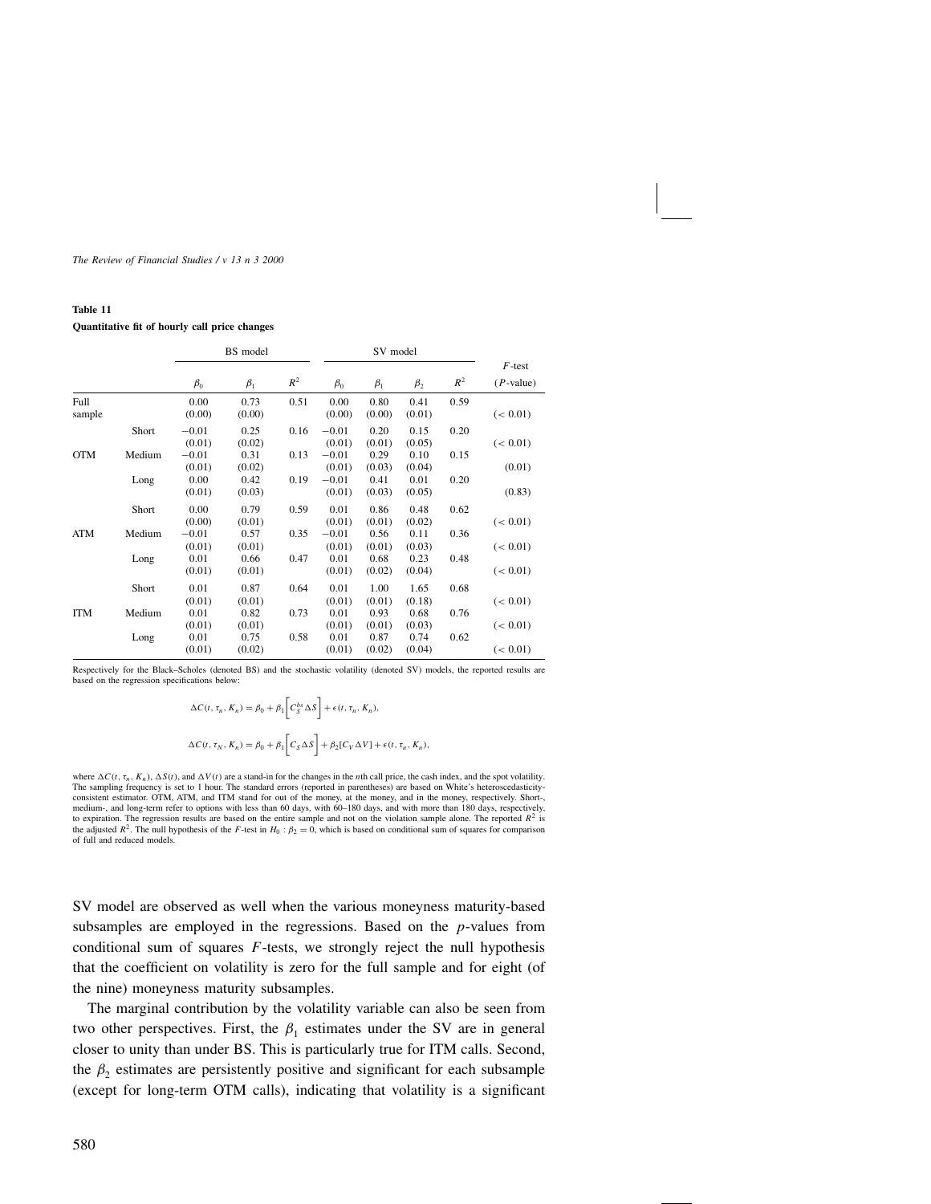**Table 11**
**Quantitative fit of hourly call price changes**

| | | BS model | | | SV model | | | | $F$-test |
|---|---|---|---|---|---|---|---|---|---|
| | | $\beta_0$ | $\beta_1$ | $R^2$ | $\beta_0$ | $\beta_1$ | $\beta_2$ | $R^2$ | ($P$-value) |
| Full sample | | 0.00 | 0.73 | 0.51 | 0.00 | 0.80 | 0.41 | 0.59 | |
| | | (0.00) | (0.00) | | (0.00) | (0.00) | (0.01) | | (< 0.01) |
| OTM | Short | −0.01 | 0.25 | 0.16 | −0.01 | 0.20 | 0.15 | 0.20 | |
| | | (0.01) | (0.02) | | (0.01) | (0.01) | (0.05) | | (< 0.01) |
| | Medium | −0.01 | 0.31 | 0.13 | −0.01 | 0.29 | 0.10 | 0.15 | |
| | | (0.01) | (0.02) | | (0.01) | (0.03) | (0.04) | | (0.01) |
| | Long | 0.00 | 0.42 | 0.19 | −0.01 | 0.41 | 0.01 | 0.20 | |
| | | (0.01) | (0.03) | | (0.01) | (0.03) | (0.05) | | (0.83) |
| ATM | Short | 0.00 | 0.79 | 0.59 | 0.01 | 0.86 | 0.48 | 0.62 | |
| | | (0.00) | (0.01) | | (0.01) | (0.01) | (0.02) | | (< 0.01) |
| | Medium | −0.01 | 0.57 | 0.35 | −0.01 | 0.56 | 0.11 | 0.36 | |
| | | (0.01) | (0.01) | | (0.01) | (0.01) | (0.03) | | (< 0.01) |
| | Long | 0.01 | 0.66 | 0.47 | 0.01 | 0.68 | 0.23 | 0.48 | |
| | | (0.01) | (0.01) | | (0.01) | (0.02) | (0.04) | | (< 0.01) |
| ITM | Short | 0.01 | 0.87 | 0.64 | 0.01 | 1.00 | 1.65 | 0.68 | |
| | | (0.01) | (0.01) | | (0.01) | (0.01) | (0.18) | | (< 0.01) |
| | Medium | 0.01 | 0.82 | 0.73 | 0.01 | 0.93 | 0.68 | 0.76 | |
| | | (0.01) | (0.01) | | (0.01) | (0.01) | (0.03) | | (< 0.01) |
| | Long | 0.01 | 0.75 | 0.58 | 0.01 | 0.87 | 0.74 | 0.62 | |
| | | (0.01) | (0.02) | | (0.01) | (0.02) | (0.04) | | (< 0.01) |

Respectively for the Black–Scholes (denoted BS) and the stochastic volatility (denoted SV) models, the reported results are based on the regression specifications below:

$$\Delta C(t, \tau_n, K_n) = \beta_0 + \beta_1 \left[ C_S^{bs} \Delta S \right] + \epsilon(t, \tau_n, K_n),$$

$$\Delta C(t, \tau_N, K_n) = \beta_0 + \beta_1 \left[ C_S \Delta S \right] + \beta_2 [C_V \Delta V] + \epsilon(t, \tau_n, K_n),$$

where $\Delta C(t, \tau_n, K_n)$, $\Delta S(t)$, and $\Delta V(t)$ are a stand-in for the changes in the $n$th call price, the cash index, and the spot volatility. The sampling frequency is set to 1 hour. The standard errors (reported in parentheses) are based on White's heteroscedasticity-consistent estimator. OTM, ATM, and ITM stand for out of the money, at the money, and in the money, respectively. Short-, medium-, and long-term refer to options with less than 60 days, with 60–180 days, and with more than 180 days, respectively, to expiration. The regression results are based on the entire sample and not on the violation sample alone. The reported $R^2$ is the adjusted $R^2$. The null hypothesis of the $F$-test in $H_0 : \beta_2 = 0$, which is based on conditional sum of squares for comparison of full and reduced models.

SV model are observed as well when the various moneyness maturity-based subsamples are employed in the regressions. Based on the $p$-values from conditional sum of squares $F$-tests, we strongly reject the null hypothesis that the coefficient on volatility is zero for the full sample and for eight (of the nine) moneyness maturity subsamples.

The marginal contribution by the volatility variable can also be seen from two other perspectives. First, the $\beta_1$ estimates under the SV are in general closer to unity than under BS. This is particularly true for ITM calls. Second, the $\beta_2$ estimates are persistently positive and significant for each subsample (except for long-term OTM calls), indicating that volatility is a significant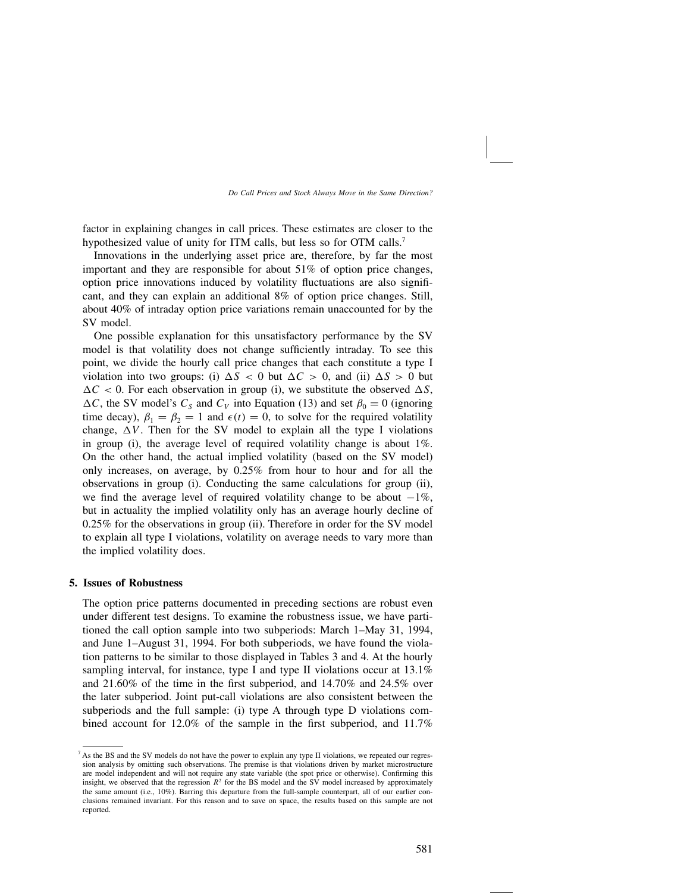factor in explaining changes in call prices. These estimates are closer to the hypothesized value of unity for ITM calls, but less so for OTM calls.[7]

Innovations in the underlying asset price are, therefore, by far the most important and they are responsible for about 51% of option price changes, option price innovations induced by volatility fluctuations are also significant, and they can explain an additional 8% of option price changes. Still, about 40% of intraday option price variations remain unaccounted for by the SV model.

One possible explanation for this unsatisfactory performance by the SV model is that volatility does not change sufficiently intraday. To see this point, we divide the hourly call price changes that each constitute a type I violation into two groups: (i) $\Delta S < 0$ but $\Delta C > 0$, and (ii) $\Delta S > 0$ but $\Delta C < 0$. For each observation in group (i), we substitute the observed $\Delta S$, $\Delta C$, the SV model's $C_S$ and $C_V$ into Equation (13) and set $\beta_0 = 0$ (ignoring time decay), $\beta_1 = \beta_2 = 1$ and $\epsilon(t) = 0$, to solve for the required volatility change, $\Delta V$. Then for the SV model to explain all the type I violations in group (i), the average level of required volatility change is about 1%. On the other hand, the actual implied volatility (based on the SV model) only increases, on average, by 0.25% from hour to hour and for all the observations in group (i). Conducting the same calculations for group (ii), we find the average level of required volatility change to be about $-1\%$, but in actuality the implied volatility only has an average hourly decline of 0.25% for the observations in group (ii). Therefore in order for the SV model to explain all type I violations, volatility on average needs to vary more than the implied volatility does.

## 5. Issues of Robustness

The option price patterns documented in preceding sections are robust even under different test designs. To examine the robustness issue, we have partitioned the call option sample into two subperiods: March 1–May 31, 1994, and June 1–August 31, 1994. For both subperiods, we have found the violation patterns to be similar to those displayed in Tables 3 and 4. At the hourly sampling interval, for instance, type I and type II violations occur at 13.1% and 21.60% of the time in the first subperiod, and 14.70% and 24.5% over the later subperiod. Joint put-call violations are also consistent between the subperiods and the full sample: (i) type A through type D violations combined account for 12.0% of the sample in the first subperiod, and 11.7%

---

[7] As the BS and the SV models do not have the power to explain any type II violations, we repeated our regression analysis by omitting such observations. The premise is that violations driven by market microstructure are model independent and will not require any state variable (the spot price or otherwise). Confirming this insight, we observed that the regression $R^2$ for the BS model and the SV model increased by approximately the same amount (i.e., 10%). Barring this departure from the full-sample counterpart, all of our earlier conclusions remained invariant. For this reason and to save on space, the results based on this sample are not reported.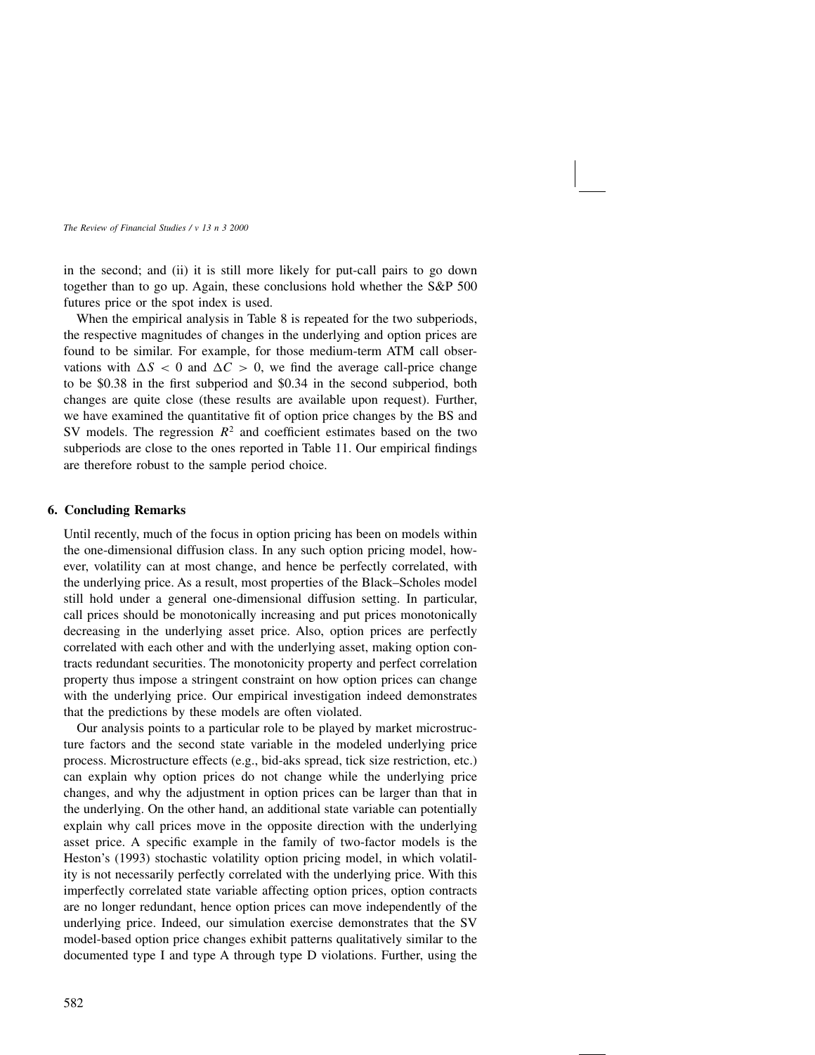in the second; and (ii) it is still more likely for put-call pairs to go down together than to go up. Again, these conclusions hold whether the S&P 500 futures price or the spot index is used.

When the empirical analysis in Table 8 is repeated for the two subperiods, the respective magnitudes of changes in the underlying and option prices are found to be similar. For example, for those medium-term ATM call observations with $\Delta S < 0$ and $\Delta C > 0$, we find the average call-price change to be $0.38 in the first subperiod and $0.34 in the second subperiod, both changes are quite close (these results are available upon request). Further, we have examined the quantitative fit of option price changes by the BS and SV models. The regression $R^2$ and coefficient estimates based on the two subperiods are close to the ones reported in Table 11. Our empirical findings are therefore robust to the sample period choice.

## 6. Concluding Remarks

Until recently, much of the focus in option pricing has been on models within the one-dimensional diffusion class. In any such option pricing model, however, volatility can at most change, and hence be perfectly correlated, with the underlying price. As a result, most properties of the Black–Scholes model still hold under a general one-dimensional diffusion setting. In particular, call prices should be monotonically increasing and put prices monotonically decreasing in the underlying asset price. Also, option prices are perfectly correlated with each other and with the underlying asset, making option contracts redundant securities. The monotonicity property and perfect correlation property thus impose a stringent constraint on how option prices can change with the underlying price. Our empirical investigation indeed demonstrates that the predictions by these models are often violated.

Our analysis points to a particular role to be played by market microstructure factors and the second state variable in the modeled underlying price process. Microstructure effects (e.g., bid-aks spread, tick size restriction, etc.) can explain why option prices do not change while the underlying price changes, and why the adjustment in option prices can be larger than that in the underlying. On the other hand, an additional state variable can potentially explain why call prices move in the opposite direction with the underlying asset price. A specific example in the family of two-factor models is the Heston's (1993) stochastic volatility option pricing model, in which volatility is not necessarily perfectly correlated with the underlying price. With this imperfectly correlated state variable affecting option prices, option contracts are no longer redundant, hence option prices can move independently of the underlying price. Indeed, our simulation exercise demonstrates that the SV model-based option price changes exhibit patterns qualitatively similar to the documented type I and type A through type D violations. Further, using the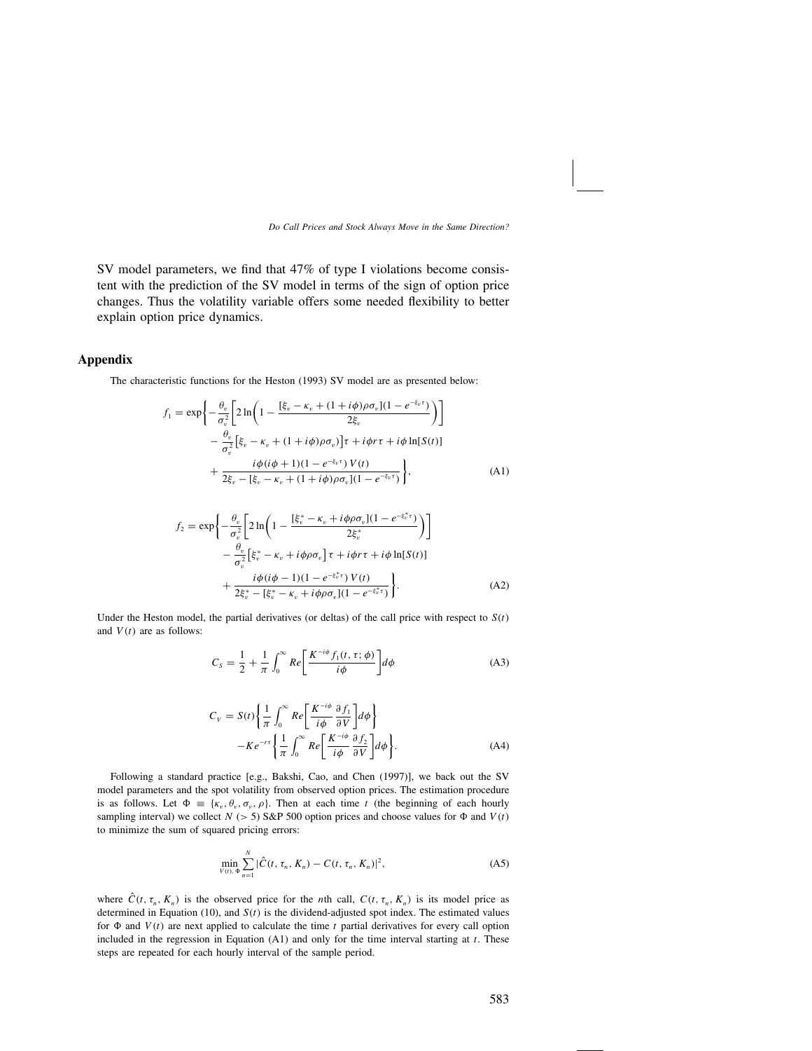SV model parameters, we find that 47% of type I violations become consistent with the prediction of the SV model in terms of the sign of option price changes. Thus the volatility variable offers some needed flexibility to better explain option price dynamics.

## Appendix

The characteristic functions for the Heston (1993) SV model are as presented below:

$$
\begin{aligned}
f_1 = \exp\Bigg\{ & -\frac{\theta_v}{\sigma_v^2}\left[2\ln\left(1 - \frac{[\xi_v - \kappa_v + (1+i\phi)\rho\sigma_v](1-e^{-\xi_v\tau})}{2\xi_v}\right)\right] \\
& - \frac{\theta_v}{\sigma_v^2}\left[\xi_v - \kappa_v + (1+i\phi)\rho\sigma_v\right]\tau + i\phi r\tau + i\phi\ln[S(t)] \\
& + \frac{i\phi(i\phi+1)(1-e^{-\xi_v\tau})\,V(t)}{2\xi_v - [\xi_v - \kappa_v + (1+i\phi)\rho\sigma_v](1-e^{-\xi_v\tau})}\Bigg\},
\end{aligned}
\tag{A1}
$$

$$
\begin{aligned}
f_2 = \exp\Bigg\{ & -\frac{\theta_v}{\sigma_v^2}\left[2\ln\left(1 - \frac{[\xi_v^* - \kappa_v + i\phi\rho\sigma_v](1-e^{-\xi_v^*\tau})}{2\xi_v^*}\right)\right] \\
& - \frac{\theta_v}{\sigma_v^2}\left[\xi_v^* - \kappa_v + i\phi\rho\sigma_v\right]\tau + i\phi r\tau + i\phi\ln[S(t)] \\
& + \frac{i\phi(i\phi-1)(1-e^{-\xi_v^*\tau})\,V(t)}{2\xi_v^* - [\xi_v^* - \kappa_v + i\phi\rho\sigma_v](1-e^{-\xi_v^*\tau})}\Bigg\}.
\end{aligned}
\tag{A2}
$$

Under the Heston model, the partial derivatives (or deltas) of the call price with respect to $S(t)$ and $V(t)$ are as follows:

$$
C_S = \frac{1}{2} + \frac{1}{\pi}\int_0^{\infty} Re\left[\frac{K^{-i\phi} f_1(t,\tau;\phi)}{i\phi}\right] d\phi
\tag{A3}
$$

$$
\begin{aligned}
C_V = {} & S(t)\left\{\frac{1}{\pi}\int_0^{\infty} Re\left[\frac{K^{-i\phi}}{i\phi}\frac{\partial f_1}{\partial V}\right] d\phi\right\} \\
& - Ke^{-r\tau}\left\{\frac{1}{\pi}\int_0^{\infty} Re\left[\frac{K^{-i\phi}}{i\phi}\frac{\partial f_2}{\partial V}\right] d\phi\right\}.
\end{aligned}
\tag{A4}
$$

Following a standard practice [e.g., Bakshi, Cao, and Chen (1997)], we back out the SV model parameters and the spot volatility from observed option prices. The estimation procedure is as follows. Let $\Phi \equiv \{\kappa_v, \theta_v, \sigma_v, \rho\}$. Then at each time $t$ (the beginning of each hourly sampling interval) we collect $N$ ($> 5$) S&P 500 option prices and choose values for $\Phi$ and $V(t)$ to minimize the sum of squared pricing errors:

$$
\min_{V(t),\,\Phi} \sum_{n=1}^{N} |\hat{C}(t, \tau_n, K_n) - C(t, \tau_n, K_n)|^2,
\tag{A5}
$$

where $\hat{C}(t, \tau_n, K_n)$ is the observed price for the $n$th call, $C(t, \tau_n, K_n)$ is its model price as determined in Equation (10), and $S(t)$ is the dividend-adjusted spot index. The estimated values for $\Phi$ and $V(t)$ are next applied to calculate the time $t$ partial derivatives for every call option included in the regression in Equation (A1) and only for the time interval starting at $t$. These steps are repeated for each hourly interval of the sample period.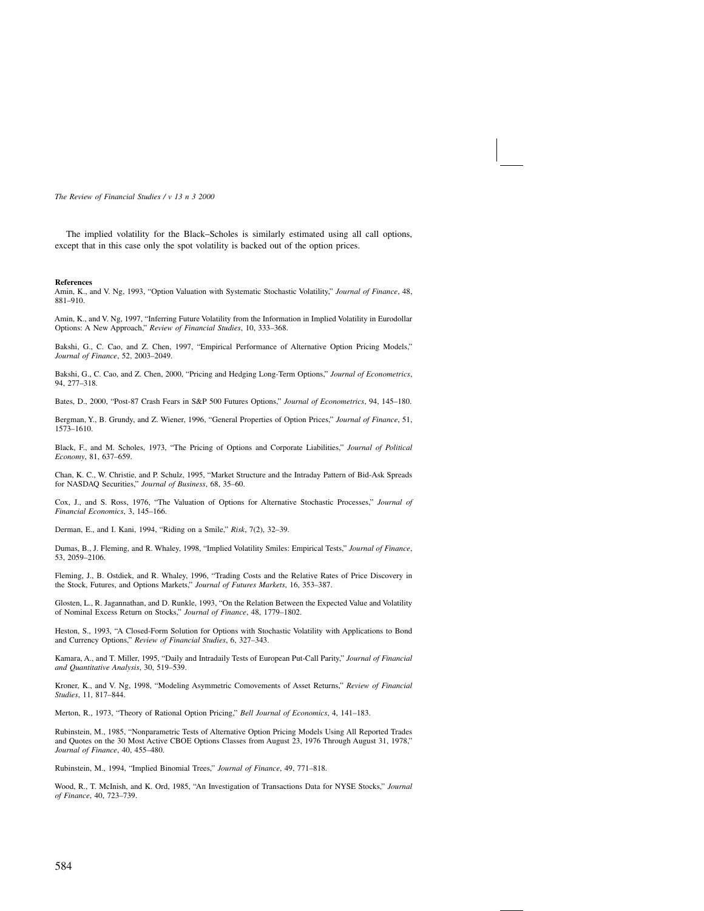The implied volatility for the Black–Scholes is similarly estimated using all call options, except that in this case only the spot volatility is backed out of the option prices.

**References**

Amin, K., and V. Ng, 1993, "Option Valuation with Systematic Stochastic Volatility," *Journal of Finance*, 48, 881–910.

Amin, K., and V. Ng, 1997, "Inferring Future Volatility from the Information in Implied Volatility in Eurodollar Options: A New Approach," *Review of Financial Studies*, 10, 333–368.

Bakshi, G., C. Cao, and Z. Chen, 1997, "Empirical Performance of Alternative Option Pricing Models," *Journal of Finance*, 52, 2003–2049.

Bakshi, G., C. Cao, and Z. Chen, 2000, "Pricing and Hedging Long-Term Options," *Journal of Econometrics*, 94, 277–318.

Bates, D., 2000, "Post-87 Crash Fears in S&P 500 Futures Options," *Journal of Econometrics*, 94, 145–180.

Bergman, Y., B. Grundy, and Z. Wiener, 1996, "General Properties of Option Prices," *Journal of Finance*, 51, 1573–1610.

Black, F., and M. Scholes, 1973, "The Pricing of Options and Corporate Liabilities," *Journal of Political Economy*, 81, 637–659.

Chan, K. C., W. Christie, and P. Schulz, 1995, "Market Structure and the Intraday Pattern of Bid-Ask Spreads for NASDAQ Securities," *Journal of Business*, 68, 35–60.

Cox, J., and S. Ross, 1976, "The Valuation of Options for Alternative Stochastic Processes," *Journal of Financial Economics*, 3, 145–166.

Derman, E., and I. Kani, 1994, "Riding on a Smile," *Risk*, 7(2), 32–39.

Dumas, B., J. Fleming, and R. Whaley, 1998, "Implied Volatility Smiles: Empirical Tests," *Journal of Finance*, 53, 2059–2106.

Fleming, J., B. Ostdiek, and R. Whaley, 1996, "Trading Costs and the Relative Rates of Price Discovery in the Stock, Futures, and Options Markets," *Journal of Futures Markets*, 16, 353–387.

Glosten, L., R. Jagannathan, and D. Runkle, 1993, "On the Relation Between the Expected Value and Volatility of Nominal Excess Return on Stocks," *Journal of Finance*, 48, 1779–1802.

Heston, S., 1993, "A Closed-Form Solution for Options with Stochastic Volatility with Applications to Bond and Currency Options," *Review of Financial Studies*, 6, 327–343.

Kamara, A., and T. Miller, 1995, "Daily and Intradaily Tests of European Put-Call Parity," *Journal of Financial and Quantitative Analysis*, 30, 519–539.

Kroner, K., and V. Ng, 1998, "Modeling Asymmetric Comovements of Asset Returns," *Review of Financial Studies*, 11, 817–844.

Merton, R., 1973, "Theory of Rational Option Pricing," *Bell Journal of Economics*, 4, 141–183.

Rubinstein, M., 1985, "Nonparametric Tests of Alternative Option Pricing Models Using All Reported Trades and Quotes on the 30 Most Active CBOE Options Classes from August 23, 1976 Through August 31, 1978," *Journal of Finance*, 40, 455–480.

Rubinstein, M., 1994, "Implied Binomial Trees," *Journal of Finance*, 49, 771–818.

Wood, R., T. McInish, and K. Ord, 1985, "An Investigation of Transactions Data for NYSE Stocks," *Journal of Finance*, 40, 723–739.